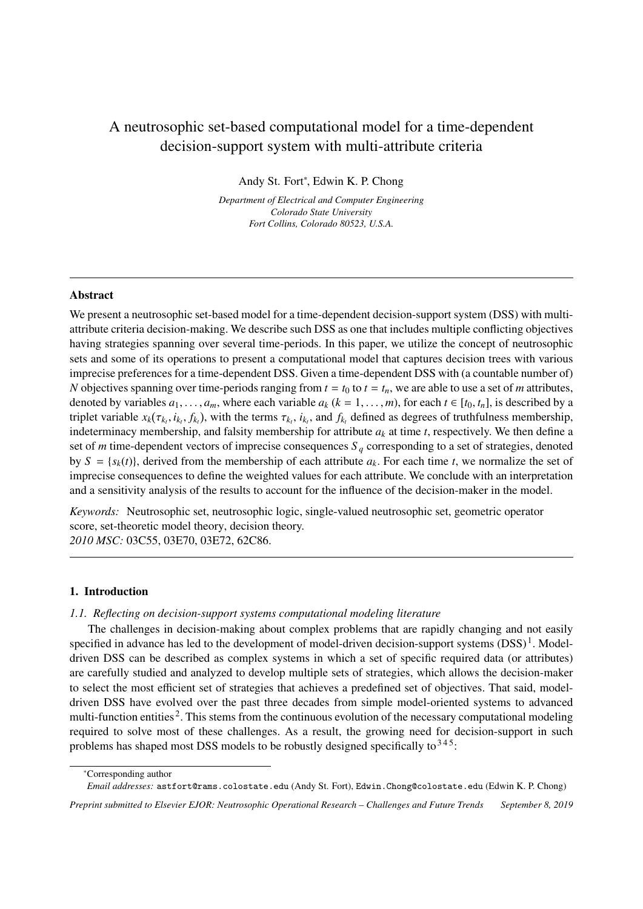# A neutrosophic set-based computational model for a time-dependent decision-support system with multi-attribute criteria

Andy St. Fort*, Edwin K. P. Chong

*Department of Electrical and Computer Engineering*
*Colorado State University*
*Fort Collins, Colorado 80523, U.S.A.*

---

### Abstract

We present a neutrosophic set-based model for a time-dependent decision-support system (DSS) with multi-attribute criteria decision-making. We describe such DSS as one that includes multiple conflicting objectives having strategies spanning over several time-periods. In this paper, we utilize the concept of neutrosophic sets and some of its operations to present a computational model that captures decision trees with various imprecise preferences for a time-dependent DSS. Given a time-dependent DSS with (a countable number of) $N$ objectives spanning over time-periods ranging from $t = t_0$ to $t = t_n$, we are able to use a set of $m$ attributes, denoted by variables $a_1, \ldots, a_m$, where each variable $a_k$ ($k = 1, \ldots, m$), for each $t \in [t_0, t_n]$, is described by a triplet variable $x_k(\tau_{k_t}, i_{k_t}, f_{k_t})$, with the terms $\tau_{k_t}$, $i_{k_t}$, and $f_{k_t}$ defined as degrees of truthfulness membership, indeterminacy membership, and falsity membership for attribute $a_k$ at time $t$, respectively. We then define a set of $m$ time-dependent vectors of imprecise consequences $S_q$ corresponding to a set of strategies, denoted by $S = \{s_k(t)\}$, derived from the membership of each attribute $a_k$. For each time $t$, we normalize the set of imprecise consequences to define the weighted values for each attribute. We conclude with an interpretation and a sensitivity analysis of the results to account for the influence of the decision-maker in the model.

*Keywords:* Neutrosophic set, neutrosophic logic, single-valued neutrosophic set, geometric operator score, set-theoretic model theory, decision theory.
*2010 MSC:* 03C55, 03E70, 03E72, 62C86.

---

## 1. Introduction

### 1.1. Reflecting on decision-support systems computational modeling literature

The challenges in decision-making about complex problems that are rapidly changing and not easily specified in advance has led to the development of model-driven decision-support systems (DSS) [1]. Model-driven DSS can be described as complex systems in which a set of specific required data (or attributes) are carefully studied and analyzed to develop multiple sets of strategies, which allows the decision-maker to select the most efficient set of strategies that achieves a predefined set of objectives. That said, model-driven DSS have evolved over the past three decades from simple model-oriented systems to advanced multi-function entities [2]. This stems from the continuous evolution of the necessary computational modeling required to solve most of these challenges. As a result, the growing need for decision-support in such problems has shaped most DSS models to be robustly designed specifically to [3,4,5]:

*Corresponding author

*Email addresses:* astfort@rams.colostate.edu (Andy St. Fort), Edwin.Chong@colostate.edu (Edwin K. P. Chong)

*Preprint submitted to Elsevier EJOR: Neutrosophic Operational Research – Challenges and Future Trends September 8, 2019*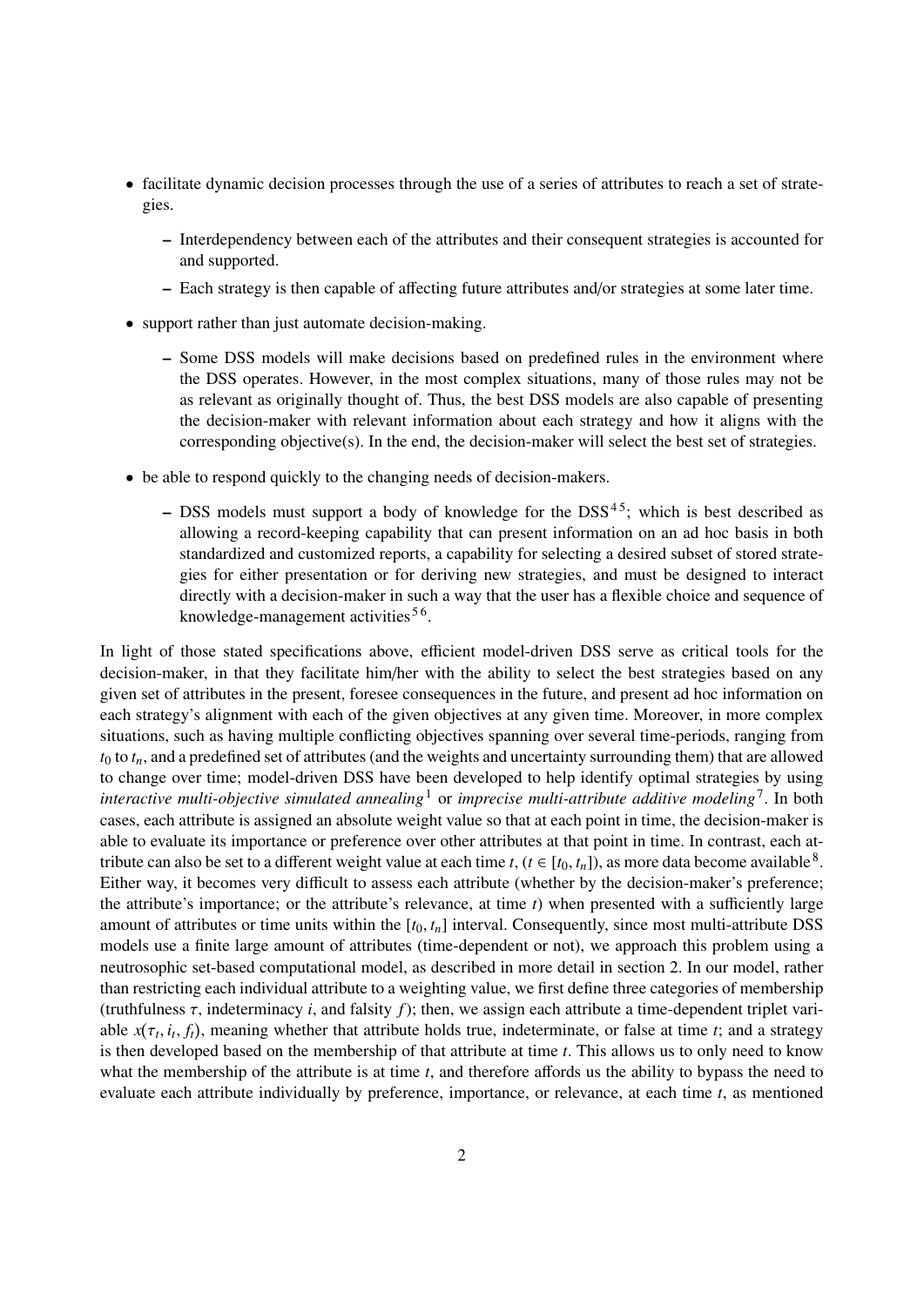- facilitate dynamic decision processes through the use of a series of attributes to reach a set of strategies.
  - Interdependency between each of the attributes and their consequent strategies is accounted for and supported.
  - Each strategy is then capable of affecting future attributes and/or strategies at some later time.
- support rather than just automate decision-making.
  - Some DSS models will make decisions based on predefined rules in the environment where the DSS operates. However, in the most complex situations, many of those rules may not be as relevant as originally thought of. Thus, the best DSS models are also capable of presenting the decision-maker with relevant information about each strategy and how it aligns with the corresponding objective(s). In the end, the decision-maker will select the best set of strategies.
- be able to respond quickly to the changing needs of decision-makers.
  - DSS models must support a body of knowledge for the DSS[4 5]; which is best described as allowing a record-keeping capability that can present information on an ad hoc basis in both standardized and customized reports, a capability for selecting a desired subset of stored strategies for either presentation or for deriving new strategies, and must be designed to interact directly with a decision-maker in such a way that the user has a flexible choice and sequence of knowledge-management activities[5 6].

In light of those stated specifications above, efficient model-driven DSS serve as critical tools for the decision-maker, in that they facilitate him/her with the ability to select the best strategies based on any given set of attributes in the present, foresee consequences in the future, and present ad hoc information on each strategy's alignment with each of the given objectives at any given time. Moreover, in more complex situations, such as having multiple conflicting objectives spanning over several time-periods, ranging from $t_0$ to $t_n$, and a predefined set of attributes (and the weights and uncertainty surrounding them) that are allowed to change over time; model-driven DSS have been developed to help identify optimal strategies by using *interactive multi-objective simulated annealing*[1] or *imprecise multi-attribute additive modeling*[7]. In both cases, each attribute is assigned an absolute weight value so that at each point in time, the decision-maker is able to evaluate its importance or preference over other attributes at that point in time. In contrast, each attribute can also be set to a different weight value at each time $t$, ($t \in [t_0, t_n]$), as more data become available[8]. Either way, it becomes very difficult to assess each attribute (whether by the decision-maker's preference; the attribute's importance; or the attribute's relevance, at time $t$) when presented with a sufficiently large amount of attributes or time units within the $[t_0, t_n]$ interval. Consequently, since most multi-attribute DSS models use a finite large amount of attributes (time-dependent or not), we approach this problem using a neutrosophic set-based computational model, as described in more detail in section 2. In our model, rather than restricting each individual attribute to a weighting value, we first define three categories of membership (truthfulness $\tau$, indeterminacy $i$, and falsity $f$); then, we assign each attribute a time-dependent triplet variable $x(\tau_t, i_t, f_t)$, meaning whether that attribute holds true, indeterminate, or false at time $t$; and a strategy is then developed based on the membership of that attribute at time $t$. This allows us to only need to know what the membership of the attribute is at time $t$, and therefore affords us the ability to bypass the need to evaluate each attribute individually by preference, importance, or relevance, at each time $t$, as mentioned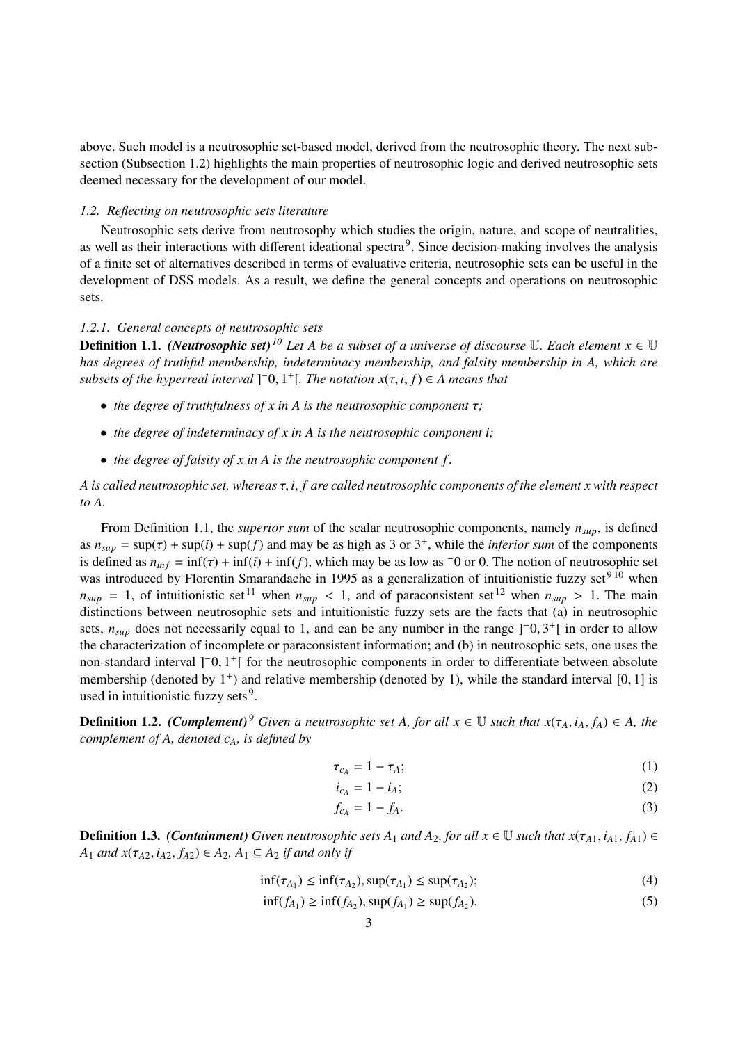above. Such model is a neutrosophic set-based model, derived from the neutrosophic theory. The next subsection (Subsection 1.2) highlights the main properties of neutrosophic logic and derived neutrosophic sets deemed necessary for the development of our model.

### *1.2. Reflecting on neutrosophic sets literature*

Neutrosophic sets derive from neutrosophy which studies the origin, nature, and scope of neutralities, as well as their interactions with different ideational spectra[9]. Since decision-making involves the analysis of a finite set of alternatives described in terms of evaluative criteria, neutrosophic sets can be useful in the development of DSS models. As a result, we define the general concepts and operations on neutrosophic sets.

#### *1.2.1. General concepts of neutrosophic sets*

**Definition 1.1.** ***(Neutrosophic set)***[10] *Let A be a subset of a universe of discourse $\mathbb{U}$. Each element $x \in \mathbb{U}$ has degrees of truthful membership, indeterminacy membership, and falsity membership in A, which are subsets of the hyperreal interval $]^{-}0, 1^{+}[$. The notation $x(\tau, i, f) \in A$ means that*

- *the degree of truthfulness of x in A is the neutrosophic component $\tau$;*
- *the degree of indeterminacy of x in A is the neutrosophic component i;*
- *the degree of falsity of x in A is the neutrosophic component f.*

*A is called neutrosophic set, whereas $\tau, i, f$ are called neutrosophic components of the element x with respect to A.*

From Definition 1.1, the *superior sum* of the scalar neutrosophic components, namely $n_{sup}$, is defined as $n_{sup} = \sup(\tau) + \sup(i) + \sup(f)$ and may be as high as 3 or $3^{+}$, while the *inferior sum* of the components is defined as $n_{inf} = \inf(\tau) + \inf(i) + \inf(f)$, which may be as low as $^{-}0$ or 0. The notion of neutrosophic set was introduced by Florentin Smarandache in 1995 as a generalization of intuitionistic fuzzy set[9,10] when $n_{sup} = 1$, of intuitionistic set[11] when $n_{sup} < 1$, and of paraconsistent set[12] when $n_{sup} > 1$. The main distinctions between neutrosophic sets and intuitionistic fuzzy sets are the facts that (a) in neutrosophic sets, $n_{sup}$ does not necessarily equal to 1, and can be any number in the range $]^{-}0, 3^{+}[$ in order to allow the characterization of incomplete or paraconsistent information; and (b) in neutrosophic sets, one uses the non-standard interval $]^{-}0, 1^{+}[$ for the neutrosophic components in order to differentiate between absolute membership (denoted by $1^{+}$) and relative membership (denoted by 1), while the standard interval $[0, 1]$ is used in intuitionistic fuzzy sets[9].

**Definition 1.2.** ***(Complement)***[9] *Given a neutrosophic set A, for all $x \in \mathbb{U}$ such that $x(\tau_A, i_A, f_A) \in A$, the complement of A, denoted $c_A$, is defined by*

$$\tau_{c_A} = 1 - \tau_A; \tag{1}$$

$$i_{c_A} = 1 - i_A; \tag{2}$$

$$f_{c_A} = 1 - f_A. \tag{3}$$

**Definition 1.3.** ***(Containment)*** *Given neutrosophic sets $A_1$ and $A_2$, for all $x \in \mathbb{U}$ such that $x(\tau_{A1}, i_{A1}, f_{A1}) \in A_1$ and $x(\tau_{A2}, i_{A2}, f_{A2}) \in A_2$, $A_1 \subseteq A_2$ if and only if*

$$\inf(\tau_{A_1}) \leq \inf(\tau_{A_2}), \sup(\tau_{A_1}) \leq \sup(\tau_{A_2}); \tag{4}$$

$$\inf(f_{A_1}) \geq \inf(f_{A_2}), \sup(f_{A_1}) \geq \sup(f_{A_2}). \tag{5}$$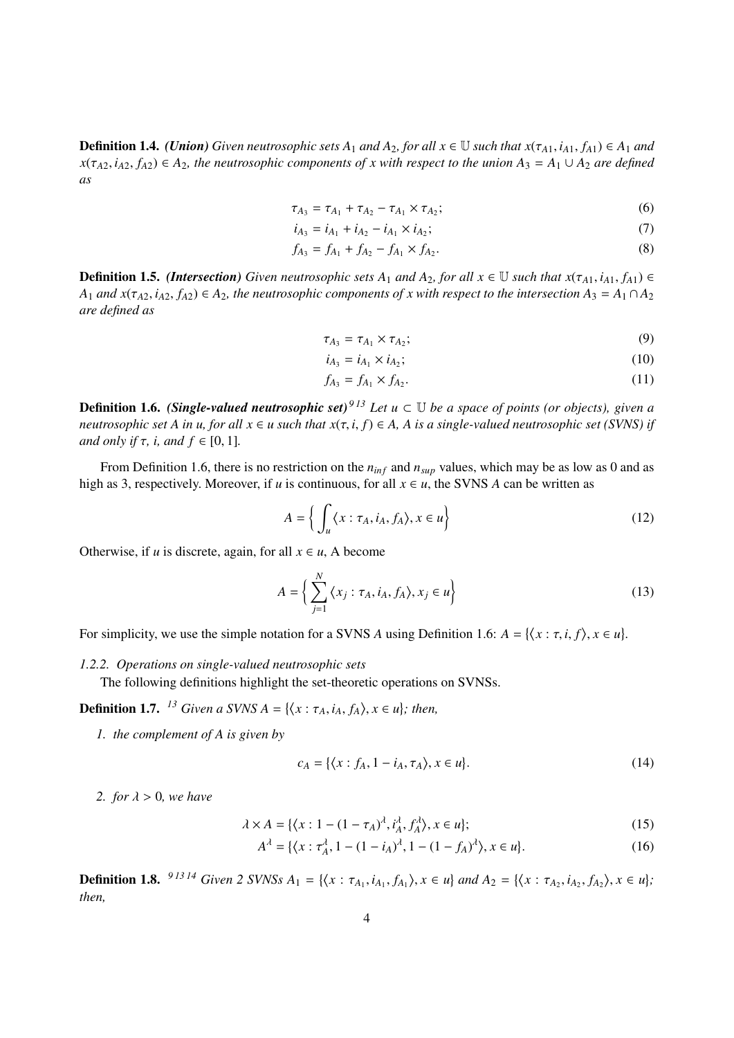**Definition 1.4.** *(Union) Given neutrosophic sets $A_1$ and $A_2$, for all $x \in \mathbb{U}$ such that $x(\tau_{A1}, i_{A1}, f_{A1}) \in A_1$ and $x(\tau_{A2}, i_{A2}, f_{A2}) \in A_2$, the neutrosophic components of $x$ with respect to the union $A_3 = A_1 \cup A_2$ are defined as*

$$\tau_{A_3} = \tau_{A_1} + \tau_{A_2} - \tau_{A_1} \times \tau_{A_2}; \tag{6}$$

$$i_{A_3} = i_{A_1} + i_{A_2} - i_{A_1} \times i_{A_2}; \tag{7}$$

$$f_{A_3} = f_{A_1} + f_{A_2} - f_{A_1} \times f_{A_2}. \tag{8}$$

**Definition 1.5.** *(Intersection) Given neutrosophic sets $A_1$ and $A_2$, for all $x \in \mathbb{U}$ such that $x(\tau_{A1}, i_{A1}, f_{A1}) \in A_1$ and $x(\tau_{A2}, i_{A2}, f_{A2}) \in A_2$, the neutrosophic components of $x$ with respect to the intersection $A_3 = A_1 \cap A_2$ are defined as*

$$\tau_{A_3} = \tau_{A_1} \times \tau_{A_2}; \tag{9}$$

$$i_{A_3} = i_{A_1} \times i_{A_2}; \tag{10}$$

$$f_{A_3} = f_{A_1} \times f_{A_2}. \tag{11}$$

**Definition 1.6.** *(Single-valued neutrosophic set)*[9 13] *Let $u \subset \mathbb{U}$ be a space of points (or objects), given a neutrosophic set $A$ in $u$, for all $x \in u$ such that $x(\tau, i, f) \in A$, $A$ is a single-valued neutrosophic set (SVNS) if and only if $\tau$, $i$, and $f \in [0, 1]$.*

From Definition 1.6, there is no restriction on the $n_{inf}$ and $n_{sup}$ values, which may be as low as 0 and as high as 3, respectively. Moreover, if $u$ is continuous, for all $x \in u$, the SVNS $A$ can be written as

$$A = \Big\{ \int_u \langle x : \tau_A, i_A, f_A \rangle, x \in u \Big\} \tag{12}$$

Otherwise, if $u$ is discrete, again, for all $x \in u$, A become

$$A = \Big\{ \sum_{j=1}^{N} \langle x_j : \tau_A, i_A, f_A \rangle, x_j \in u \Big\} \tag{13}$$

For simplicity, we use the simple notation for a SVNS $A$ using Definition 1.6: $A = \{\langle x : \tau, i, f \rangle, x \in u\}$.

### *1.2.2. Operations on single-valued neutrosophic sets*

The following definitions highlight the set-theoretic operations on SVNSs.

**Definition 1.7.** [13] *Given a SVNS $A = \{\langle x : \tau_A, i_A, f_A \rangle, x \in u\}$; then,*

*1. the complement of $A$ is given by*

$$c_A = \{\langle x : f_A, 1 - i_A, \tau_A \rangle, x \in u\}. \tag{14}$$

*2. for $\lambda > 0$, we have*

$$\lambda \times A = \{\langle x : 1 - (1 - \tau_A)^\lambda, i_A^\lambda, f_A^\lambda \rangle, x \in u\}; \tag{15}$$

$$A^\lambda = \{\langle x : \tau_A^\lambda, 1 - (1 - i_A)^\lambda, 1 - (1 - f_A)^\lambda \rangle, x \in u\}. \tag{16}$$

**Definition 1.8.** [9 13 14] *Given 2 SVNSs $A_1 = \{\langle x : \tau_{A_1}, i_{A_1}, f_{A_1} \rangle, x \in u\}$ and $A_2 = \{\langle x : \tau_{A_2}, i_{A_2}, f_{A_2} \rangle, x \in u\}$; then,*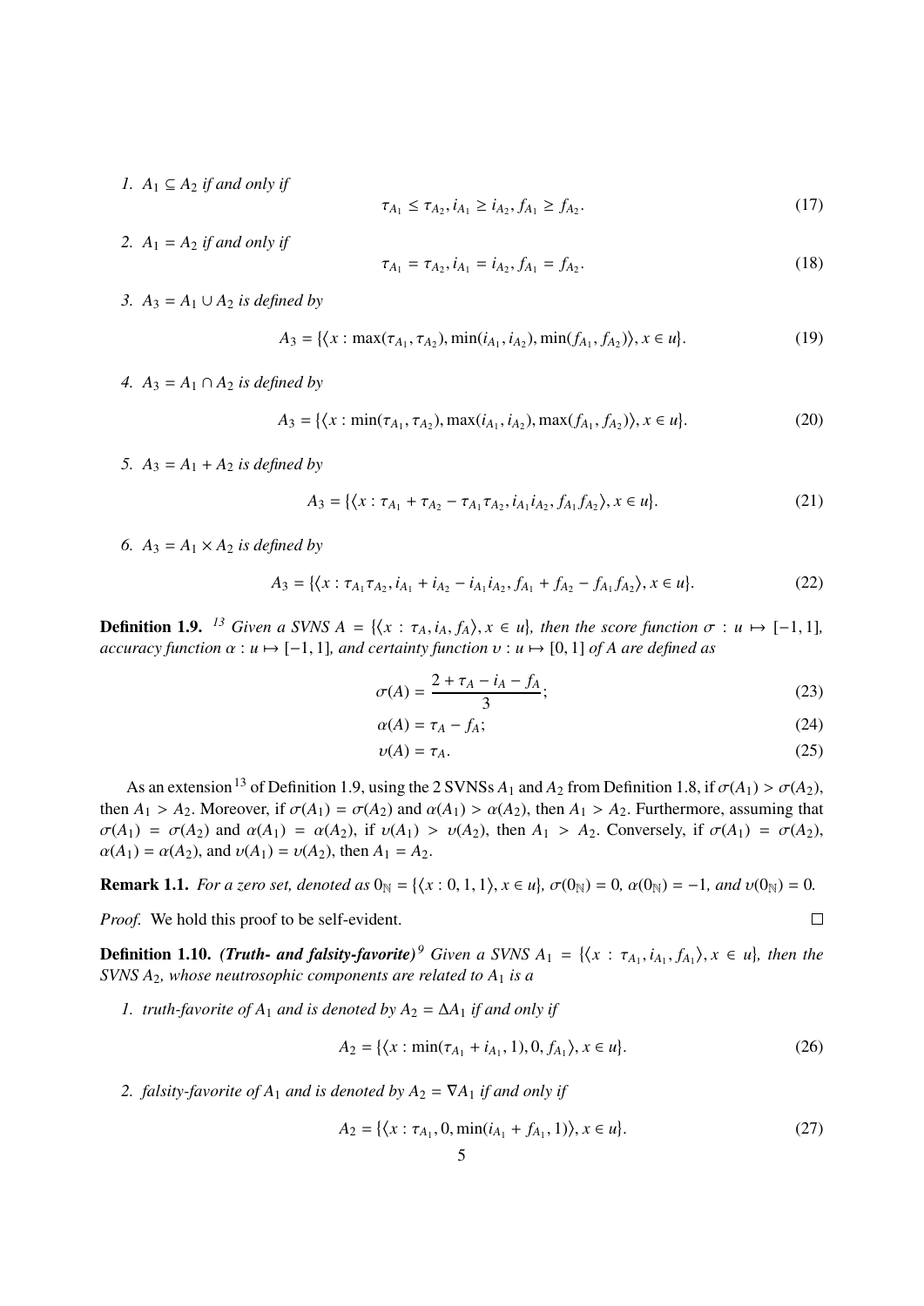1. $A_1 \subseteq A_2$ *if and only if*

$$\tau_{A_1} \leq \tau_{A_2}, i_{A_1} \geq i_{A_2}, f_{A_1} \geq f_{A_2}. \tag{17}$$

2. $A_1 = A_2$ *if and only if*

$$\tau_{A_1} = \tau_{A_2}, i_{A_1} = i_{A_2}, f_{A_1} = f_{A_2}. \tag{18}$$

3. $A_3 = A_1 \cup A_2$ *is defined by*

$$A_3 = \{\langle x : \max(\tau_{A_1}, \tau_{A_2}), \min(i_{A_1}, i_{A_2}), \min(f_{A_1}, f_{A_2})\rangle, x \in u\}. \tag{19}$$

4. $A_3 = A_1 \cap A_2$ *is defined by*

$$A_3 = \{\langle x : \min(\tau_{A_1}, \tau_{A_2}), \max(i_{A_1}, i_{A_2}), \max(f_{A_1}, f_{A_2})\rangle, x \in u\}. \tag{20}$$

5. $A_3 = A_1 + A_2$ *is defined by*

$$A_3 = \{\langle x : \tau_{A_1} + \tau_{A_2} - \tau_{A_1}\tau_{A_2}, i_{A_1}i_{A_2}, f_{A_1}f_{A_2}\rangle, x \in u\}. \tag{21}$$

6. $A_3 = A_1 \times A_2$ *is defined by*

$$A_3 = \{\langle x : \tau_{A_1}\tau_{A_2}, i_{A_1} + i_{A_2} - i_{A_1}i_{A_2}, f_{A_1} + f_{A_2} - f_{A_1}f_{A_2}\rangle, x \in u\}. \tag{22}$$

**Definition 1.9.** [13] *Given a SVNS $A = \{\langle x : \tau_A, i_A, f_A\rangle, x \in u\}$, then the score function $\sigma : u \mapsto [-1, 1]$, accuracy function $\alpha : u \mapsto [-1, 1]$, and certainty function $\upsilon : u \mapsto [0, 1]$ of $A$ are defined as*

$$\sigma(A) = \frac{2 + \tau_A - i_A - f_A}{3}; \tag{23}$$

$$\alpha(A) = \tau_A - f_A; \tag{24}$$

$$\upsilon(A) = \tau_A. \tag{25}$$

As an extension[13] of Definition 1.9, using the 2 SVNSs $A_1$ and $A_2$ from Definition 1.8, if $\sigma(A_1) > \sigma(A_2)$, then $A_1 > A_2$. Moreover, if $\sigma(A_1) = \sigma(A_2)$ and $\alpha(A_1) > \alpha(A_2)$, then $A_1 > A_2$. Furthermore, assuming that $\sigma(A_1) = \sigma(A_2)$ and $\alpha(A_1) = \alpha(A_2)$, if $\upsilon(A_1) > \upsilon(A_2)$, then $A_1 > A_2$. Conversely, if $\sigma(A_1) = \sigma(A_2)$, $\alpha(A_1) = \alpha(A_2)$, and $\upsilon(A_1) = \upsilon(A_2)$, then $A_1 = A_2$.

**Remark 1.1.** *For a zero set, denoted as $0_{\mathbb{N}} = \{\langle x : 0, 1, 1\rangle, x \in u\}$, $\sigma(0_{\mathbb{N}}) = 0$, $\alpha(0_{\mathbb{N}}) = -1$, and $\upsilon(0_{\mathbb{N}}) = 0$.*

*Proof.* We hold this proof to be self-evident. □

**Definition 1.10.** ***(Truth- and falsity-favorite)***[9] *Given a SVNS $A_1 = \{\langle x : \tau_{A_1}, i_{A_1}, f_{A_1}\rangle, x \in u\}$, then the SVNS $A_2$, whose neutrosophic components are related to $A_1$ is a*

1. *truth-favorite of $A_1$ and is denoted by $A_2 = \Delta A_1$ if and only if*

$$A_2 = \{\langle x : \min(\tau_{A_1} + i_{A_1}, 1), 0, f_{A_1}\rangle, x \in u\}. \tag{26}$$

2. *falsity-favorite of $A_1$ and is denoted by $A_2 = \nabla A_1$ if and only if*

$$A_2 = \{\langle x : \tau_{A_1}, 0, \min(i_{A_1} + f_{A_1}, 1)\rangle, x \in u\}. \tag{27}$$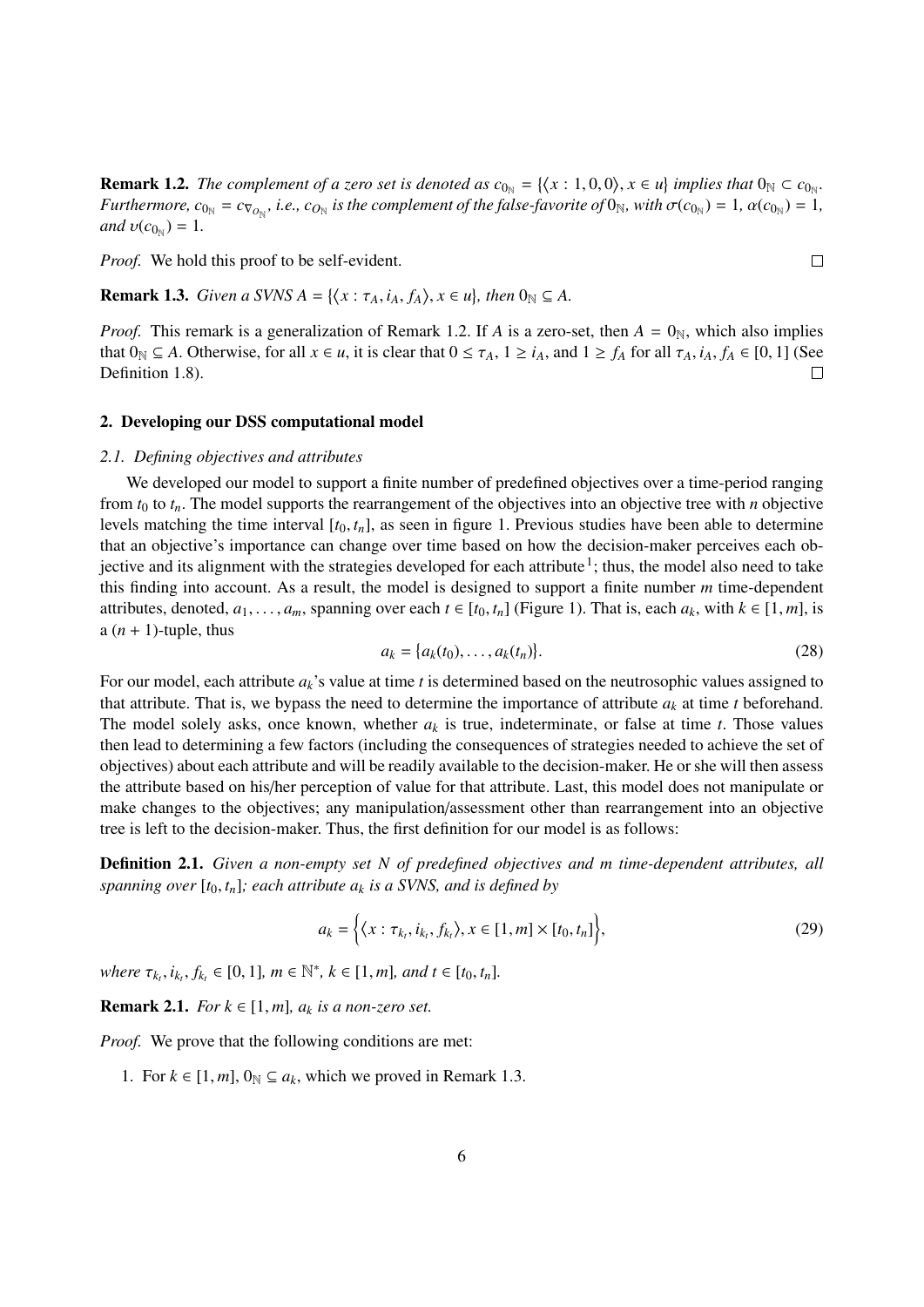**Remark 1.2.** *The complement of a zero set is denoted as $c_{0_{\mathbb{N}}} = \{\langle x : 1, 0, 0\rangle, x \in u\}$ implies that $0_{\mathbb{N}} \subset c_{0_{\mathbb{N}}}$. Furthermore, $c_{0_{\mathbb{N}}} = c_{\nabla_{O_{\mathbb{N}}}}$, i.e., $c_{O_{\mathbb{N}}}$ is the complement of the false-favorite of $0_{\mathbb{N}}$, with $\sigma(c_{0_{\mathbb{N}}}) = 1$, $\alpha(c_{0_{\mathbb{N}}}) = 1$, and $\upsilon(c_{0_{\mathbb{N}}}) = 1$.*

*Proof.* We hold this proof to be self-evident. □

**Remark 1.3.** *Given a SVNS $A = \{\langle x : \tau_A, i_A, f_A\rangle, x \in u\}$, then $0_{\mathbb{N}} \subseteq A$.*

*Proof.* This remark is a generalization of Remark 1.2. If $A$ is a zero-set, then $A = 0_{\mathbb{N}}$, which also implies that $0_{\mathbb{N}} \subseteq A$. Otherwise, for all $x \in u$, it is clear that $0 \leq \tau_A$, $1 \geq i_A$, and $1 \geq f_A$ for all $\tau_A, i_A, f_A \in [0, 1]$ (See Definition 1.8). □

## 2. Developing our DSS computational model

### 2.1. Defining objectives and attributes

We developed our model to support a finite number of predefined objectives over a time-period ranging from $t_0$ to $t_n$. The model supports the rearrangement of the objectives into an objective tree with $n$ objective levels matching the time interval $[t_0, t_n]$, as seen in figure 1. Previous studies have been able to determine that an objective's importance can change over time based on how the decision-maker perceives each objective and its alignment with the strategies developed for each attribute[1]; thus, the model also need to take this finding into account. As a result, the model is designed to support a finite number $m$ time-dependent attributes, denoted, $a_1, \ldots, a_m$, spanning over each $t \in [t_0, t_n]$ (Figure 1). That is, each $a_k$, with $k \in [1, m]$, is a $(n + 1)$-tuple, thus

$$a_k = \{a_k(t_0), \ldots, a_k(t_n)\}. \tag{28}$$

For our model, each attribute $a_k$'s value at time $t$ is determined based on the neutrosophic values assigned to that attribute. That is, we bypass the need to determine the importance of attribute $a_k$ at time $t$ beforehand. The model solely asks, once known, whether $a_k$ is true, indeterminate, or false at time $t$. Those values then lead to determining a few factors (including the consequences of strategies needed to achieve the set of objectives) about each attribute and will be readily available to the decision-maker. He or she will then assess the attribute based on his/her perception of value for that attribute. Last, this model does not manipulate or make changes to the objectives; any manipulation/assessment other than rearrangement into an objective tree is left to the decision-maker. Thus, the first definition for our model is as follows:

**Definition 2.1.** *Given a non-empty set $N$ of predefined objectives and $m$ time-dependent attributes, all spanning over $[t_0, t_n]$; each attribute $a_k$ is a SVNS, and is defined by*

$$a_k = \left\{\left\langle x : \tau_{k_t}, i_{k_t}, f_{k_t}\right\rangle, x \in [1, m] \times [t_0, t_n]\right\}, \tag{29}$$

*where $\tau_{k_t}, i_{k_t}, f_{k_t} \in [0, 1]$, $m \in \mathbb{N}^*$, $k \in [1, m]$, and $t \in [t_0, t_n]$.*

**Remark 2.1.** *For $k \in [1, m]$, $a_k$ is a non-zero set.*

*Proof.* We prove that the following conditions are met:

1. For $k \in [1, m]$, $0_{\mathbb{N}} \subseteq a_k$, which we proved in Remark 1.3.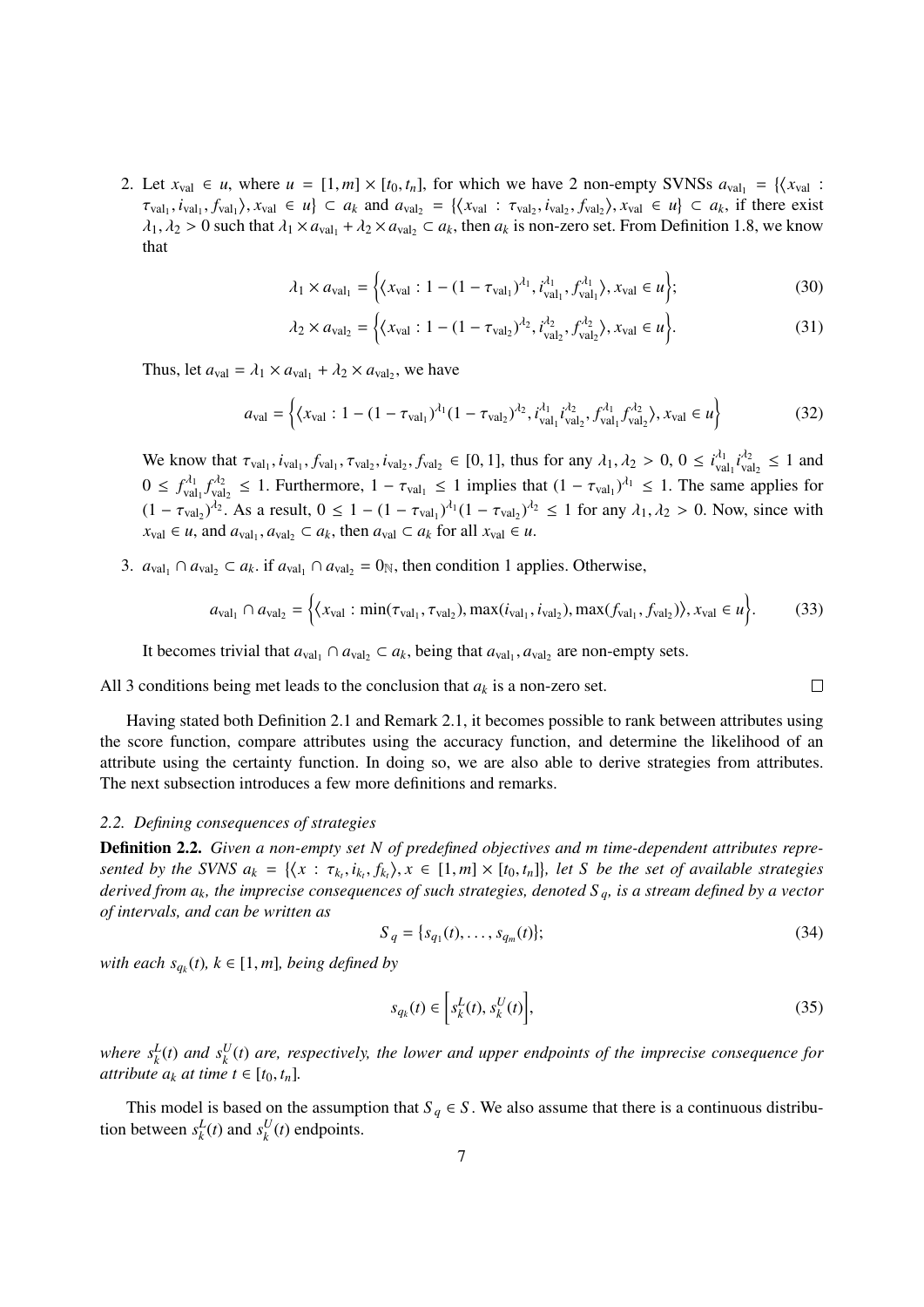2. Let $x_{\text{val}} \in u$, where $u = [1, m] \times [t_0, t_n]$, for which we have 2 non-empty SVNSs $a_{\text{val}_1} = \{\langle x_{\text{val}} : \tau_{\text{val}_1}, i_{\text{val}_1}, f_{\text{val}_1} \rangle, x_{\text{val}} \in u\} \subset a_k$ and $a_{\text{val}_2} = \{\langle x_{\text{val}} : \tau_{\text{val}_2}, i_{\text{val}_2}, f_{\text{val}_2} \rangle, x_{\text{val}} \in u\} \subset a_k$, if there exist $\lambda_1, \lambda_2 > 0$ such that $\lambda_1 \times a_{\text{val}_1} + \lambda_2 \times a_{\text{val}_2} \subset a_k$, then $a_k$ is non-zero set. From Definition 1.8, we know that

$$\lambda_1 \times a_{\text{val}_1} = \Big\{ \langle x_{\text{val}} : 1 - (1 - \tau_{\text{val}_1})^{\lambda_1}, i_{\text{val}_1}^{\lambda_1}, f_{\text{val}_1}^{\lambda_1} \rangle, x_{\text{val}} \in u \Big\}; \tag{30}$$

$$\lambda_2 \times a_{\text{val}_2} = \Big\{ \langle x_{\text{val}} : 1 - (1 - \tau_{\text{val}_2})^{\lambda_2}, i_{\text{val}_2}^{\lambda_2}, f_{\text{val}_2}^{\lambda_2} \rangle, x_{\text{val}} \in u \Big\}. \tag{31}$$

Thus, let $a_{\text{val}} = \lambda_1 \times a_{\text{val}_1} + \lambda_2 \times a_{\text{val}_2}$, we have

$$a_{\text{val}} = \Big\{ \langle x_{\text{val}} : 1 - (1 - \tau_{\text{val}_1})^{\lambda_1} (1 - \tau_{\text{val}_2})^{\lambda_2}, i_{\text{val}_1}^{\lambda_1} i_{\text{val}_2}^{\lambda_2}, f_{\text{val}_1}^{\lambda_1} f_{\text{val}_2}^{\lambda_2} \rangle, x_{\text{val}} \in u \Big\} \tag{32}$$

We know that $\tau_{\text{val}_1}, i_{\text{val}_1}, f_{\text{val}_1}, \tau_{\text{val}_2}, i_{\text{val}_2}, f_{\text{val}_2} \in [0, 1]$, thus for any $\lambda_1, \lambda_2 > 0$, $0 \leq i_{\text{val}_1}^{\lambda_1} i_{\text{val}_2}^{\lambda_2} \leq 1$ and $0 \leq f_{\text{val}_1}^{\lambda_1} f_{\text{val}_2}^{\lambda_2} \leq 1$. Furthermore, $1 - \tau_{\text{val}_1} \leq 1$ implies that $(1 - \tau_{\text{val}_1})^{\lambda_1} \leq 1$. The same applies for $(1 - \tau_{\text{val}_2})^{\lambda_2}$. As a result, $0 \leq 1 - (1 - \tau_{\text{val}_1})^{\lambda_1} (1 - \tau_{\text{val}_2})^{\lambda_2} \leq 1$ for any $\lambda_1, \lambda_2 > 0$. Now, since with $x_{\text{val}} \in u$, and $a_{\text{val}_1}, a_{\text{val}_2} \subset a_k$, then $a_{\text{val}} \subset a_k$ for all $x_{\text{val}} \in u$.

3. $a_{\text{val}_1} \cap a_{\text{val}_2} \subset a_k$. if $a_{\text{val}_1} \cap a_{\text{val}_2} = 0_{\mathbb{N}}$, then condition 1 applies. Otherwise,

$$a_{\text{val}_1} \cap a_{\text{val}_2} = \Big\{ \langle x_{\text{val}} : \min(\tau_{\text{val}_1}, \tau_{\text{val}_2}), \max(i_{\text{val}_1}, i_{\text{val}_2}), \max(f_{\text{val}_1}, f_{\text{val}_2}) \rangle, x_{\text{val}} \in u \Big\}. \tag{33}$$

It becomes trivial that $a_{\text{val}_1} \cap a_{\text{val}_2} \subset a_k$, being that $a_{\text{val}_1}, a_{\text{val}_2}$ are non-empty sets.

All 3 conditions being met leads to the conclusion that $a_k$ is a non-zero set. □

Having stated both Definition 2.1 and Remark 2.1, it becomes possible to rank between attributes using the score function, compare attributes using the accuracy function, and determine the likelihood of an attribute using the certainty function. In doing so, we are also able to derive strategies from attributes. The next subsection introduces a few more definitions and remarks.

### *2.2. Defining consequences of strategies*

**Definition 2.2.** *Given a non-empty set $N$ of predefined objectives and $m$ time-dependent attributes represented by the SVNS $a_k = \{\langle x : \tau_{k_t}, i_{k_t}, f_{k_t} \rangle, x \in [1, m] \times [t_0, t_n]\}$, let $S$ be the set of available strategies derived from $a_k$, the imprecise consequences of such strategies, denoted $S_q$, is a stream defined by a vector of intervals, and can be written as*

$$S_q = \{s_{q_1}(t), \ldots, s_{q_m}(t)\}; \tag{34}$$

*with each $s_{q_k}(t)$, $k \in [1, m]$, being defined by*

$$s_{q_k}(t) \in \Big[ s_k^L(t), s_k^U(t) \Big], \tag{35}$$

*where $s_k^L(t)$ and $s_k^U(t)$ are, respectively, the lower and upper endpoints of the imprecise consequence for attribute $a_k$ at time $t \in [t_0, t_n]$.*

This model is based on the assumption that $S_q \in S$. We also assume that there is a continuous distribution between $s_k^L(t)$ and $s_k^U(t)$ endpoints.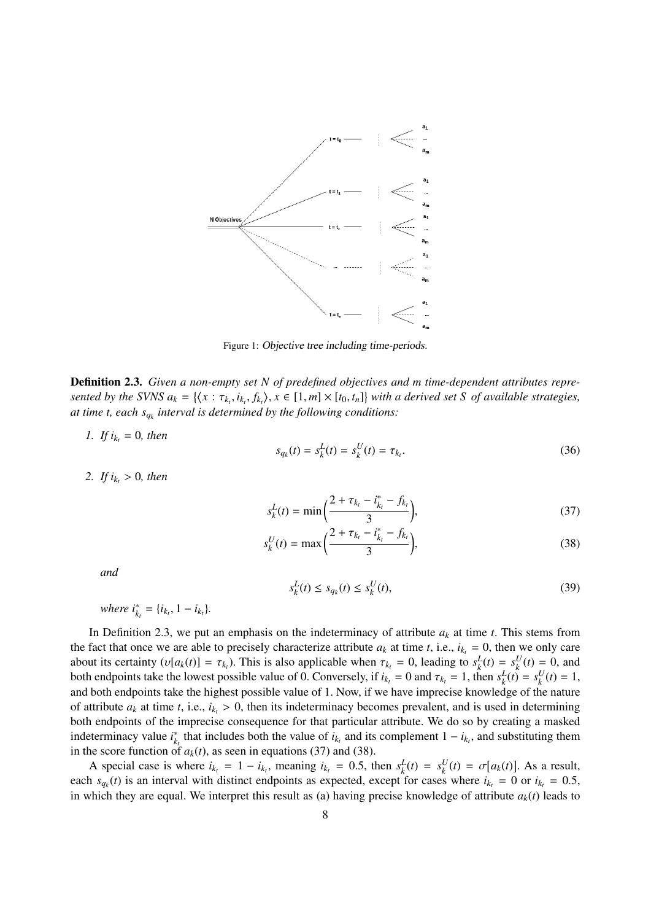Figure 1: Objective tree including time-periods.

**Definition 2.3.** *Given a non-empty set N of predefined objectives and m time-dependent attributes represented by the SVNS $a_k = \{\langle x : \tau_{k_t}, i_{k_t}, f_{k_t}\rangle, x \in [1, m] \times [t_0, t_n]\}$ with a derived set S of available strategies, at time t, each $s_{q_k}$ interval is determined by the following conditions:*

1. *If $i_{k_t} = 0$, then*

$$s_{q_k}(t) = s_k^L(t) = s_k^U(t) = \tau_{k_t}. \tag{36}$$

2. *If $i_{k_t} > 0$, then*

$$s_k^L(t) = \min\Big(\frac{2 + \tau_{k_t} - i_{k_t}^* - f_{k_t}}{3}\Big), \tag{37}$$

$$s_k^U(t) = \max\Big(\frac{2 + \tau_{k_t} - i_{k_t}^* - f_{k_t}}{3}\Big), \tag{38}$$

*and*

$$s_k^L(t) \leq s_{q_k}(t) \leq s_k^U(t), \tag{39}$$

*where $i_{k_t}^* = \{i_{k_t}, 1 - i_{k_t}\}$.*

In Definition 2.3, we put an emphasis on the indeterminacy of attribute $a_k$ at time $t$. This stems from the fact that once we are able to precisely characterize attribute $a_k$ at time $t$, i.e., $i_{k_t} = 0$, then we only care about its certainty ($\upsilon[a_k(t)] = \tau_{k_t}$). This is also applicable when $\tau_{k_t} = 0$, leading to $s_k^L(t) = s_k^U(t) = 0$, and both endpoints take the lowest possible value of 0. Conversely, if $i_{k_t} = 0$ and $\tau_{k_t} = 1$, then $s_k^L(t) = s_k^U(t) = 1$, and both endpoints take the highest possible value of 1. Now, if we have imprecise knowledge of the nature of attribute $a_k$ at time $t$, i.e., $i_{k_t} > 0$, then its indeterminacy becomes prevalent, and is used in determining both endpoints of the imprecise consequence for that particular attribute. We do so by creating a masked indeterminacy value $i_{k_t}^*$ that includes both the value of $i_{k_t}$ and its complement $1 - i_{k_t}$, and substituting them in the score function of $a_k(t)$, as seen in equations (37) and (38).

A special case is where $i_{k_t} = 1 - i_{k_t}$, meaning $i_{k_t} = 0.5$, then $s_k^L(t) = s_k^U(t) = \sigma[a_k(t)]$. As a result, each $s_{q_k}(t)$ is an interval with distinct endpoints as expected, except for cases where $i_{k_t} = 0$ or $i_{k_t} = 0.5$, in which they are equal. We interpret this result as (a) having precise knowledge of attribute $a_k(t)$ leads to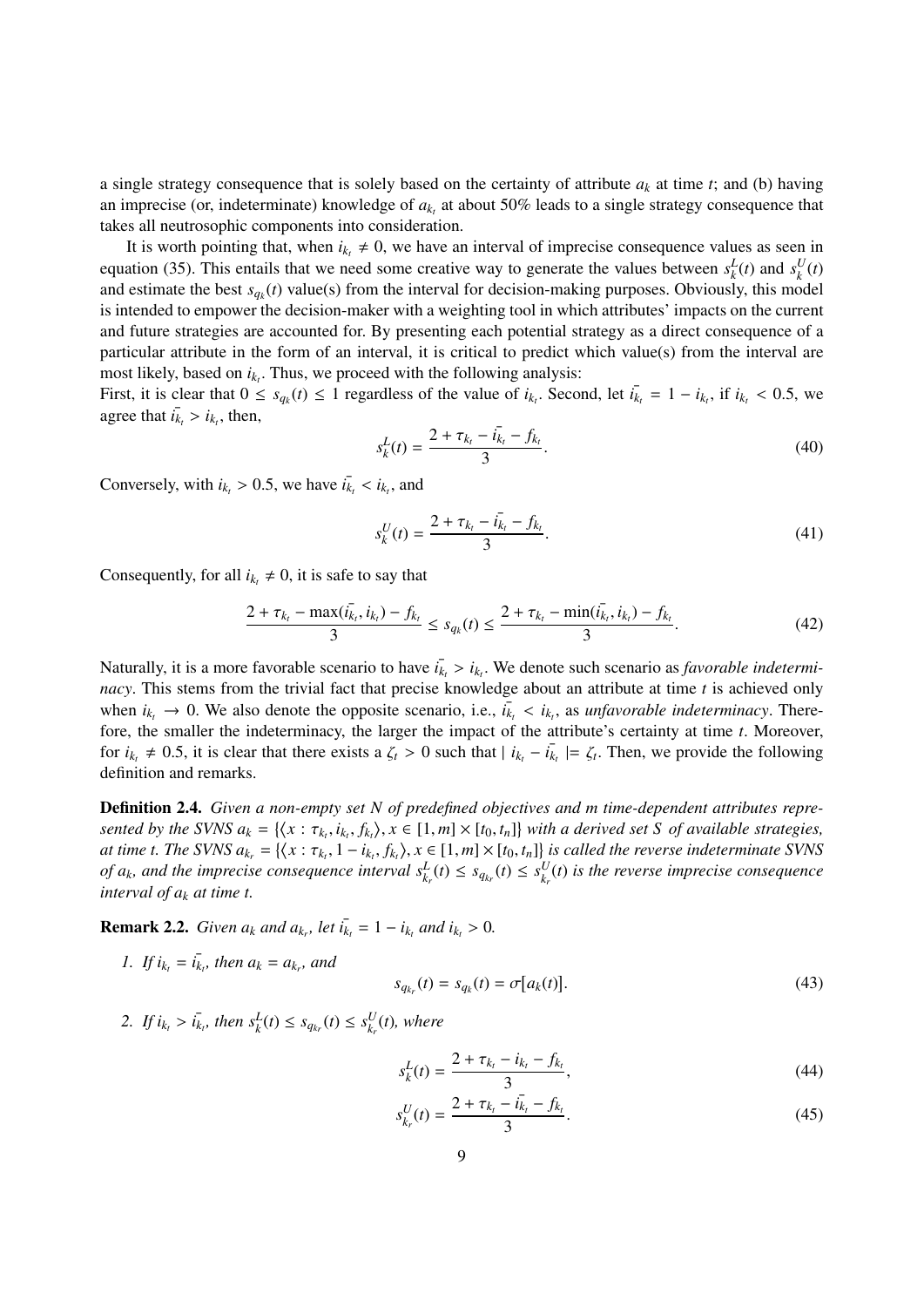a single strategy consequence that is solely based on the certainty of attribute $a_k$ at time $t$; and (b) having an imprecise (or, indeterminate) knowledge of $a_{k_t}$ at about 50% leads to a single strategy consequence that takes all neutrosophic components into consideration.

It is worth pointing that, when $i_{k_t} \neq 0$, we have an interval of imprecise consequence values as seen in equation (35). This entails that we need some creative way to generate the values between $s_k^L(t)$ and $s_k^U(t)$ and estimate the best $s_{q_k}(t)$ value(s) from the interval for decision-making purposes. Obviously, this model is intended to empower the decision-maker with a weighting tool in which attributes' impacts on the current and future strategies are accounted for. By presenting each potential strategy as a direct consequence of a particular attribute in the form of an interval, it is critical to predict which value(s) from the interval are most likely, based on $i_{k_t}$. Thus, we proceed with the following analysis:
First, it is clear that $0 \leq s_{q_k}(t) \leq 1$ regardless of the value of $i_{k_t}$. Second, let $\bar{i_{k_t}} = 1 - i_{k_t}$, if $i_{k_t} < 0.5$, we agree that $\bar{i_{k_t}} > i_{k_t}$, then,

$$s_k^L(t) = \frac{2 + \tau_{k_t} - \bar{i_{k_t}} - f_{k_t}}{3}. \tag{40}$$

Conversely, with $i_{k_t} > 0.5$, we have $\bar{i_{k_t}} < i_{k_t}$, and

$$s_k^U(t) = \frac{2 + \tau_{k_t} - \bar{i_{k_t}} - f_{k_t}}{3}. \tag{41}$$

Consequently, for all $i_{k_t} \neq 0$, it is safe to say that

$$\frac{2 + \tau_{k_t} - \max(\bar{i_{k_t}}, i_{k_t}) - f_{k_t}}{3} \leq s_{q_k}(t) \leq \frac{2 + \tau_{k_t} - \min(\bar{i_{k_t}}, i_{k_t}) - f_{k_t}}{3}. \tag{42}$$

Naturally, it is a more favorable scenario to have $\bar{i_{k_t}} > i_{k_t}$. We denote such scenario as *favorable indeterminacy*. This stems from the trivial fact that precise knowledge about an attribute at time $t$ is achieved only when $i_{k_t} \to 0$. We also denote the opposite scenario, i.e., $\bar{i_{k_t}} < i_{k_t}$, as *unfavorable indeterminacy*. Therefore, the smaller the indeterminacy, the larger the impact of the attribute's certainty at time $t$. Moreover, for $i_{k_t} \neq 0.5$, it is clear that there exists a $\zeta_t > 0$ such that $\mid i_{k_t} - \bar{i_{k_t}} \mid = \zeta_t$. Then, we provide the following definition and remarks.

**Definition 2.4.** *Given a non-empty set $N$ of predefined objectives and $m$ time-dependent attributes represented by the SVNS $a_k = \{\langle x : \tau_{k_t}, i_{k_t}, f_{k_t} \rangle, x \in [1, m] \times [t_0, t_n]\}$ with a derived set $S$ of available strategies, at time $t$. The SVNS $a_{k_r} = \{\langle x : \tau_{k_t}, 1 - i_{k_t}, f_{k_t} \rangle, x \in [1, m] \times [t_0, t_n]\}$ is called the reverse indeterminate SVNS of $a_k$, and the imprecise consequence interval $s_{k_r}^L(t) \leq s_{q_{k_r}}(t) \leq s_{k_r}^U(t)$ is the reverse imprecise consequence interval of $a_k$ at time $t$.*

**Remark 2.2.** *Given $a_k$ and $a_{k_r}$, let $\bar{i_{k_t}} = 1 - i_{k_t}$ and $i_{k_t} > 0$.*

1. *If $i_{k_t} = \bar{i_{k_t}}$, then $a_k = a_{k_r}$, and*

$$s_{q_{k_r}}(t) = s_{q_k}(t) = \sigma[a_k(t)]. \tag{43}$$

2. *If $i_{k_t} > \bar{i_{k_t}}$, then $s_k^L(t) \leq s_{q_{k_r}}(t) \leq s_{k_r}^U(t)$, where*

$$s_k^L(t) = \frac{2 + \tau_{k_t} - i_{k_t} - f_{k_t}}{3}, \tag{44}$$

$$s_{k_r}^U(t) = \frac{2 + \tau_{k_t} - \bar{i_{k_t}} - f_{k_t}}{3}. \tag{45}$$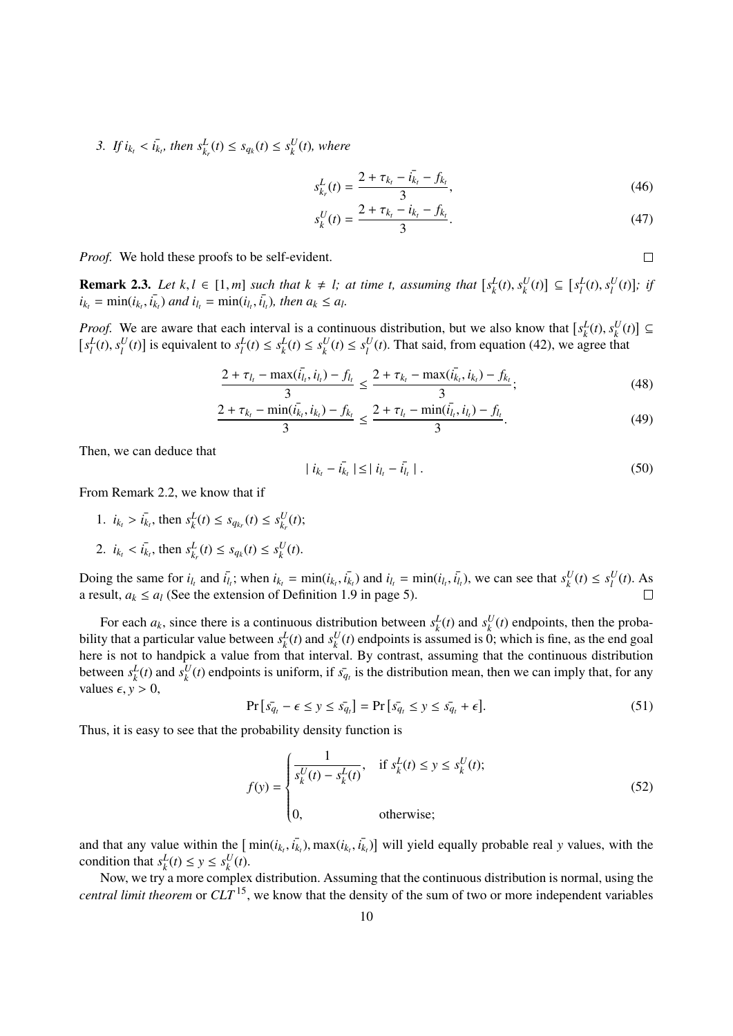3. *If $i_{k_t} < \bar{i_{k_t}}$, then $s^L_{k_r}(t) \leq s_{q_k}(t) \leq s^U_k(t)$, where*

$$s^L_{k_r}(t) = \frac{2 + \tau_{k_t} - \bar{i_{k_t}} - f_{k_t}}{3}, \tag{46}$$

$$s^U_k(t) = \frac{2 + \tau_{k_t} - i_{k_t} - f_{k_t}}{3}. \tag{47}$$

*Proof.* We hold these proofs to be self-evident. □

**Remark 2.3.** *Let $k, l \in [1, m]$ such that $k \neq l$; at time t, assuming that $[s^L_k(t), s^U_k(t)] \subseteq [s^L_l(t), s^U_l(t)]$; if $i_{k_t} = \min(i_{k_t}, \bar{i_{k_t}})$ and $i_{l_t} = \min(i_{l_t}, \bar{i_{l_t}})$, then $a_k \leq a_l$.*

*Proof.* We are aware that each interval is a continuous distribution, but we also know that $[s^L_k(t), s^U_k(t)] \subseteq [s^L_l(t), s^U_l(t)]$ is equivalent to $s^L_l(t) \leq s^L_k(t) \leq s^U_k(t) \leq s^U_l(t)$. That said, from equation (42), we agree that

$$\frac{2 + \tau_{l_t} - \max(\bar{i_{l_t}}, i_{l_t}) - f_{l_t}}{3} \leq \frac{2 + \tau_{k_t} - \max(\bar{i_{k_t}}, i_{k_t}) - f_{k_t}}{3}; \tag{48}$$

$$\frac{2 + \tau_{k_t} - \min(\bar{i_{k_t}}, i_{k_t}) - f_{k_t}}{3} \leq \frac{2 + \tau_{l_t} - \min(\bar{i_{l_t}}, i_{l_t}) - f_{l_t}}{3}. \tag{49}$$

Then, we can deduce that

$$| \, i_{k_t} - \bar{i_{k_t}} \, | \leq | \, i_{l_t} - \bar{i_{l_t}} \, | \, . \tag{50}$$

From Remark 2.2, we know that if

1. $i_{k_t} > \bar{i_{k_t}}$, then $s^L_k(t) \leq s_{q_{k_r}}(t) \leq s^U_{k_r}(t)$;
2. $i_{k_t} < \bar{i_{k_t}}$, then $s^L_{k_r}(t) \leq s_{q_k}(t) \leq s^U_k(t)$.

Doing the same for $i_{l_t}$ and $\bar{i_{l_t}}$; when $i_{k_t} = \min(i_{k_t}, \bar{i_{k_t}})$ and $i_{l_t} = \min(i_{l_t}, \bar{i_{l_t}})$, we can see that $s^U_k(t) \leq s^U_l(t)$. As a result, $a_k \leq a_l$ (See the extension of Definition 1.9 in page 5). □

For each $a_k$, since there is a continuous distribution between $s^L_k(t)$ and $s^U_k(t)$ endpoints, then the probability that a particular value between $s^L_k(t)$ and $s^U_k(t)$ endpoints is assumed is 0; which is fine, as the end goal here is not to handpick a value from that interval. By contrast, assuming that the continuous distribution between $s^L_k(t)$ and $s^U_k(t)$ endpoints is uniform, if $\bar{s_{q_t}}$ is the distribution mean, then we can imply that, for any values $\epsilon, y > 0$,

$$\Pr[\bar{s_{q_t}} - \epsilon \leq y \leq \bar{s_{q_t}}] = \Pr[\bar{s_{q_t}} \leq y \leq \bar{s_{q_t}} + \epsilon]. \tag{51}$$

Thus, it is easy to see that the probability density function is

$$f(y) = \begin{cases} \dfrac{1}{s^U_k(t) - s^L_k(t)}, & \text{if } s^L_k(t) \leq y \leq s^U_k(t); \\ \\ 0, & \text{otherwise;} \end{cases} \tag{52}$$

and that any value within the $[\min(i_{k_t}, \bar{i_{k_t}}), \max(i_{k_t}, \bar{i_{k_t}})]$ will yield equally probable real $y$ values, with the condition that $s^L_k(t) \leq y \leq s^U_k(t)$.

Now, we try a more complex distribution. Assuming that the continuous distribution is normal, using the *central limit theorem* or *CLT*[15], we know that the density of the sum of two or more independent variables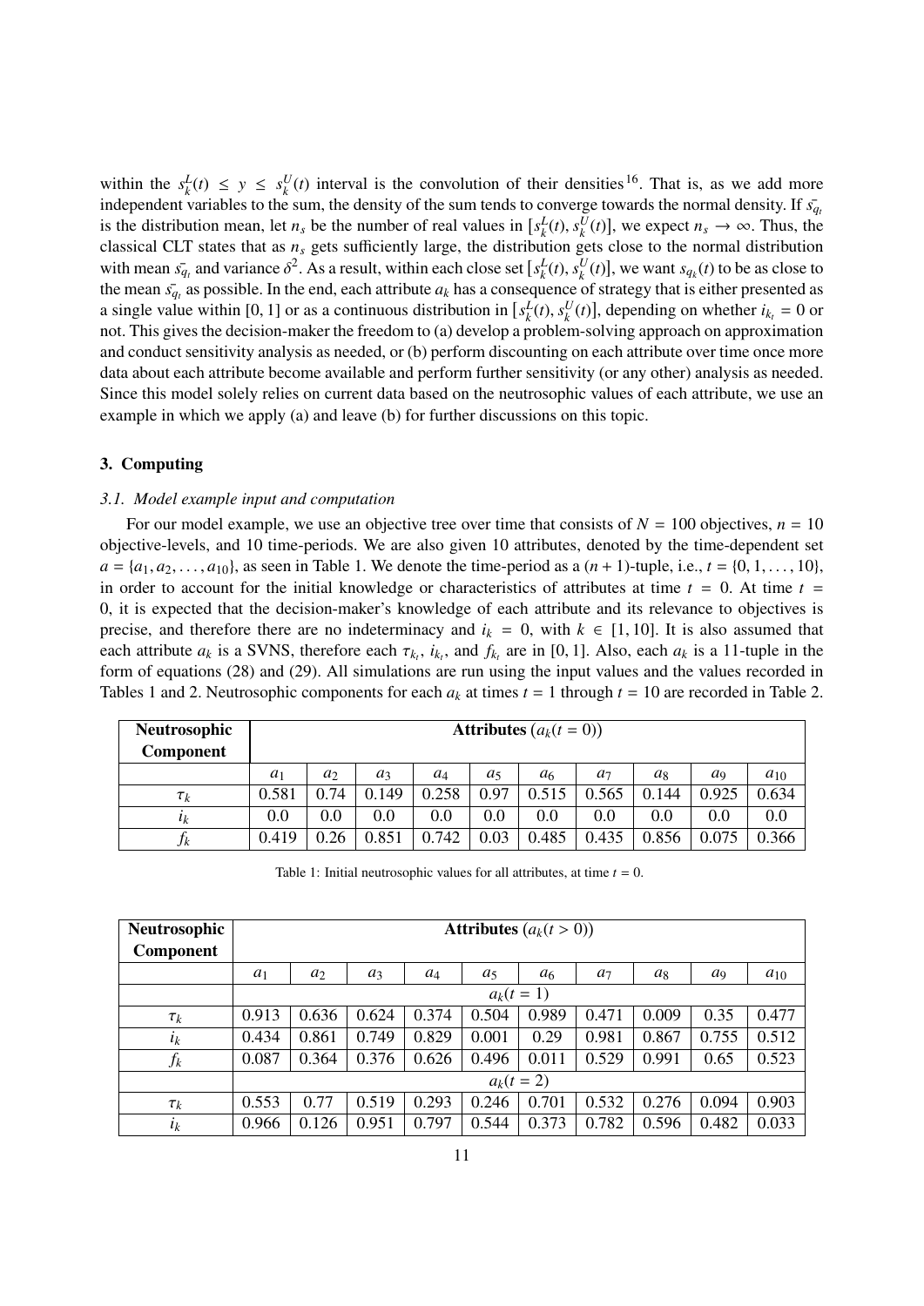within the $s_k^L(t) \leq y \leq s_k^U(t)$ interval is the convolution of their densities[16]. That is, as we add more independent variables to the sum, the density of the sum tends to converge towards the normal density. If $\bar{s_{q_t}}$ is the distribution mean, let $n_s$ be the number of real values in $[s_k^L(t), s_k^U(t)]$, we expect $n_s \to \infty$. Thus, the classical CLT states that as $n_s$ gets sufficiently large, the distribution gets close to the normal distribution with mean $\bar{s_{q_t}}$ and variance $\delta^2$. As a result, within each close set $[s_k^L(t), s_k^U(t)]$, we want $s_{q_k}(t)$ to be as close to the mean $\bar{s_{q_t}}$ as possible. In the end, each attribute $a_k$ has a consequence of strategy that is either presented as a single value within [0, 1] or as a continuous distribution in $[s_k^L(t), s_k^U(t)]$, depending on whether $i_{k_t} = 0$ or not. This gives the decision-maker the freedom to (a) develop a problem-solving approach on approximation and conduct sensitivity analysis as needed, or (b) perform discounting on each attribute over time once more data about each attribute become available and perform further sensitivity (or any other) analysis as needed. Since this model solely relies on current data based on the neutrosophic values of each attribute, we use an example in which we apply (a) and leave (b) for further discussions on this topic.

## 3. Computing

### *3.1. Model example input and computation*

For our model example, we use an objective tree over time that consists of $N = 100$ objectives, $n = 10$ objective-levels, and 10 time-periods. We are also given 10 attributes, denoted by the time-dependent set $a = \{a_1, a_2, \ldots, a_{10}\}$, as seen in Table 1. We denote the time-period as a $(n + 1)$-tuple, i.e., $t = \{0, 1, \ldots, 10\}$, in order to account for the initial knowledge or characteristics of attributes at time $t = 0$. At time $t = 0$, it is expected that the decision-maker's knowledge of each attribute and its relevance to objectives is precise, and therefore there are no indeterminacy and $i_k = 0$, with $k \in [1, 10]$. It is also assumed that each attribute $a_k$ is a SVNS, therefore each $\tau_{k_t}$, $i_{k_t}$, and $f_{k_t}$ are in [0, 1]. Also, each $a_k$ is a 11-tuple in the form of equations (28) and (29). All simulations are run using the input values and the values recorded in Tables 1 and 2. Neutrosophic components for each $a_k$ at times $t = 1$ through $t = 10$ are recorded in Table 2.

| **Neutrosophic Component** | **Attributes** ($a_k(t = 0)$) | | | | | | | | | |
|---|---|---|---|---|---|---|---|---|---|---|
| | $a_1$ | $a_2$ | $a_3$ | $a_4$ | $a_5$ | $a_6$ | $a_7$ | $a_8$ | $a_9$ | $a_{10}$ |
| $\tau_k$ | 0.581 | 0.74 | 0.149 | 0.258 | 0.97 | 0.515 | 0.565 | 0.144 | 0.925 | 0.634 |
| $i_k$ | 0.0 | 0.0 | 0.0 | 0.0 | 0.0 | 0.0 | 0.0 | 0.0 | 0.0 | 0.0 |
| $f_k$ | 0.419 | 0.26 | 0.851 | 0.742 | 0.03 | 0.485 | 0.435 | 0.856 | 0.075 | 0.366 |

Table 1: Initial neutrosophic values for all attributes, at time $t = 0$.

| **Neutrosophic Component** | **Attributes** ($a_k(t > 0)$) | | | | | | | | | |
|---|---|---|---|---|---|---|---|---|---|---|
| | $a_1$ | $a_2$ | $a_3$ | $a_4$ | $a_5$ | $a_6$ | $a_7$ | $a_8$ | $a_9$ | $a_{10}$ |
| | $a_k(t = 1)$ | | | | | | | | | |
| $\tau_k$ | 0.913 | 0.636 | 0.624 | 0.374 | 0.504 | 0.989 | 0.471 | 0.009 | 0.35 | 0.477 |
| $i_k$ | 0.434 | 0.861 | 0.749 | 0.829 | 0.001 | 0.29 | 0.981 | 0.867 | 0.755 | 0.512 |
| $f_k$ | 0.087 | 0.364 | 0.376 | 0.626 | 0.496 | 0.011 | 0.529 | 0.991 | 0.65 | 0.523 |
| | $a_k(t = 2)$ | | | | | | | | | |
| $\tau_k$ | 0.553 | 0.77 | 0.519 | 0.293 | 0.246 | 0.701 | 0.532 | 0.276 | 0.094 | 0.903 |
| $i_k$ | 0.966 | 0.126 | 0.951 | 0.797 | 0.544 | 0.373 | 0.782 | 0.596 | 0.482 | 0.033 |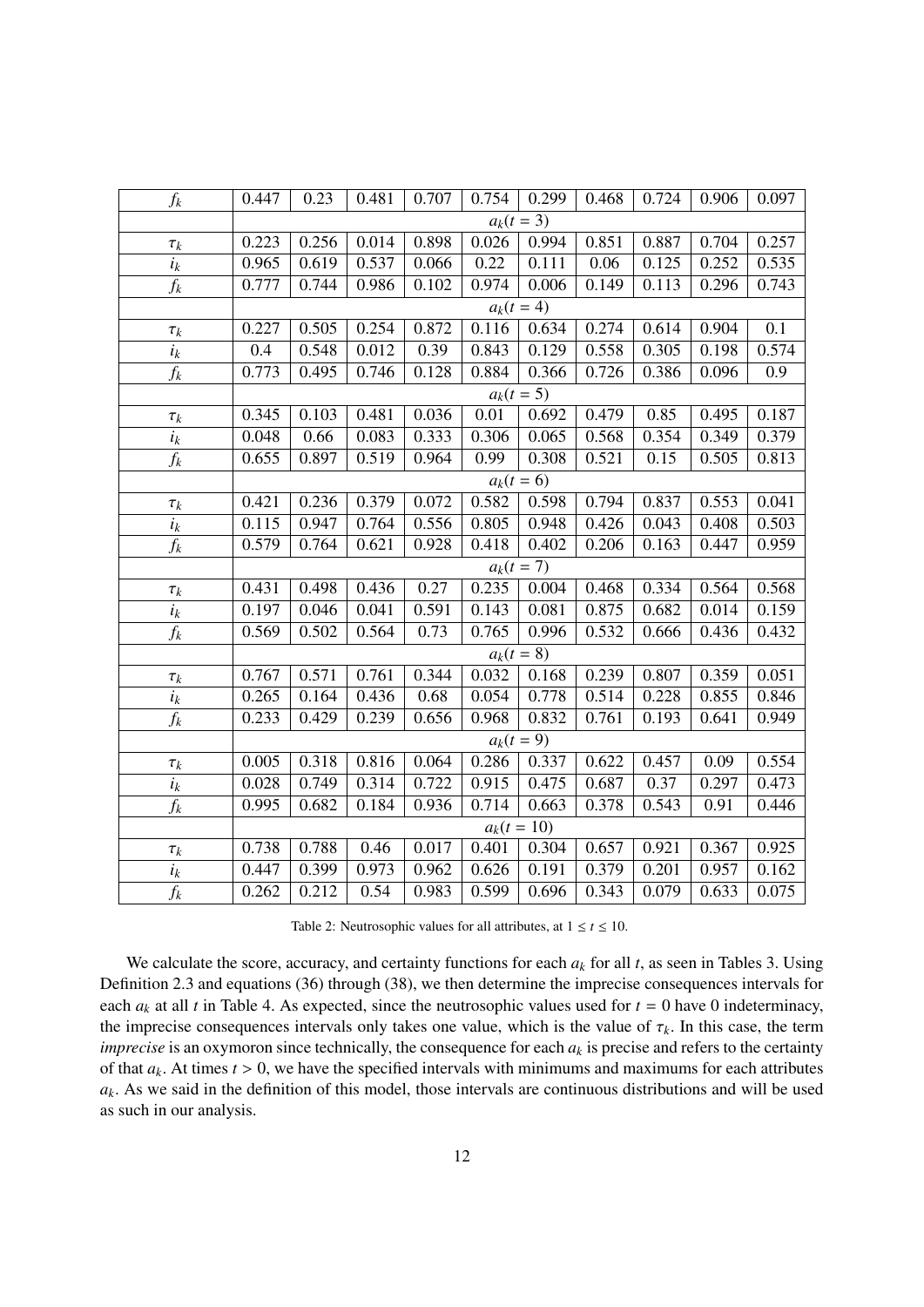| | | | | | | | | | | |
|---|---|---|---|---|---|---|---|---|---|---|
| $f_k$ | 0.447 | 0.23 | 0.481 | 0.707 | 0.754 | 0.299 | 0.468 | 0.724 | 0.906 | 0.097 |
| | $a_k(t=3)$ | | | | | | | | | |
| $\tau_k$ | 0.223 | 0.256 | 0.014 | 0.898 | 0.026 | 0.994 | 0.851 | 0.887 | 0.704 | 0.257 |
| $i_k$ | 0.965 | 0.619 | 0.537 | 0.066 | 0.22 | 0.111 | 0.06 | 0.125 | 0.252 | 0.535 |
| $f_k$ | 0.777 | 0.744 | 0.986 | 0.102 | 0.974 | 0.006 | 0.149 | 0.113 | 0.296 | 0.743 |
| | $a_k(t=4)$ | | | | | | | | | |
| $\tau_k$ | 0.227 | 0.505 | 0.254 | 0.872 | 0.116 | 0.634 | 0.274 | 0.614 | 0.904 | 0.1 |
| $i_k$ | 0.4 | 0.548 | 0.012 | 0.39 | 0.843 | 0.129 | 0.558 | 0.305 | 0.198 | 0.574 |
| $f_k$ | 0.773 | 0.495 | 0.746 | 0.128 | 0.884 | 0.366 | 0.726 | 0.386 | 0.096 | 0.9 |
| | $a_k(t=5)$ | | | | | | | | | |
| $\tau_k$ | 0.345 | 0.103 | 0.481 | 0.036 | 0.01 | 0.692 | 0.479 | 0.85 | 0.495 | 0.187 |
| $i_k$ | 0.048 | 0.66 | 0.083 | 0.333 | 0.306 | 0.065 | 0.568 | 0.354 | 0.349 | 0.379 |
| $f_k$ | 0.655 | 0.897 | 0.519 | 0.964 | 0.99 | 0.308 | 0.521 | 0.15 | 0.505 | 0.813 |
| | $a_k(t=6)$ | | | | | | | | | |
| $\tau_k$ | 0.421 | 0.236 | 0.379 | 0.072 | 0.582 | 0.598 | 0.794 | 0.837 | 0.553 | 0.041 |
| $i_k$ | 0.115 | 0.947 | 0.764 | 0.556 | 0.805 | 0.948 | 0.426 | 0.043 | 0.408 | 0.503 |
| $f_k$ | 0.579 | 0.764 | 0.621 | 0.928 | 0.418 | 0.402 | 0.206 | 0.163 | 0.447 | 0.959 |
| | $a_k(t=7)$ | | | | | | | | | |
| $\tau_k$ | 0.431 | 0.498 | 0.436 | 0.27 | 0.235 | 0.004 | 0.468 | 0.334 | 0.564 | 0.568 |
| $i_k$ | 0.197 | 0.046 | 0.041 | 0.591 | 0.143 | 0.081 | 0.875 | 0.682 | 0.014 | 0.159 |
| $f_k$ | 0.569 | 0.502 | 0.564 | 0.73 | 0.765 | 0.996 | 0.532 | 0.666 | 0.436 | 0.432 |
| | $a_k(t=8)$ | | | | | | | | | |
| $\tau_k$ | 0.767 | 0.571 | 0.761 | 0.344 | 0.032 | 0.168 | 0.239 | 0.807 | 0.359 | 0.051 |
| $i_k$ | 0.265 | 0.164 | 0.436 | 0.68 | 0.054 | 0.778 | 0.514 | 0.228 | 0.855 | 0.846 |
| $f_k$ | 0.233 | 0.429 | 0.239 | 0.656 | 0.968 | 0.832 | 0.761 | 0.193 | 0.641 | 0.949 |
| | $a_k(t=9)$ | | | | | | | | | |
| $\tau_k$ | 0.005 | 0.318 | 0.816 | 0.064 | 0.286 | 0.337 | 0.622 | 0.457 | 0.09 | 0.554 |
| $i_k$ | 0.028 | 0.749 | 0.314 | 0.722 | 0.915 | 0.475 | 0.687 | 0.37 | 0.297 | 0.473 |
| $f_k$ | 0.995 | 0.682 | 0.184 | 0.936 | 0.714 | 0.663 | 0.378 | 0.543 | 0.91 | 0.446 |
| | $a_k(t=10)$ | | | | | | | | | |
| $\tau_k$ | 0.738 | 0.788 | 0.46 | 0.017 | 0.401 | 0.304 | 0.657 | 0.921 | 0.367 | 0.925 |
| $i_k$ | 0.447 | 0.399 | 0.973 | 0.962 | 0.626 | 0.191 | 0.379 | 0.201 | 0.957 | 0.162 |
| $f_k$ | 0.262 | 0.212 | 0.54 | 0.983 | 0.599 | 0.696 | 0.343 | 0.079 | 0.633 | 0.075 |

Table 2: Neutrosophic values for all attributes, at $1 \leq t \leq 10$.

We calculate the score, accuracy, and certainty functions for each $a_k$ for all $t$, as seen in Tables 3. Using Definition 2.3 and equations (36) through (38), we then determine the imprecise consequences intervals for each $a_k$ at all $t$ in Table 4. As expected, since the neutrosophic values used for $t = 0$ have 0 indeterminacy, the imprecise consequences intervals only takes one value, which is the value of $\tau_k$. In this case, the term *imprecise* is an oxymoron since technically, the consequence for each $a_k$ is precise and refers to the certainty of that $a_k$. At times $t > 0$, we have the specified intervals with minimums and maximums for each attributes $a_k$. As we said in the definition of this model, those intervals are continuous distributions and will be used as such in our analysis.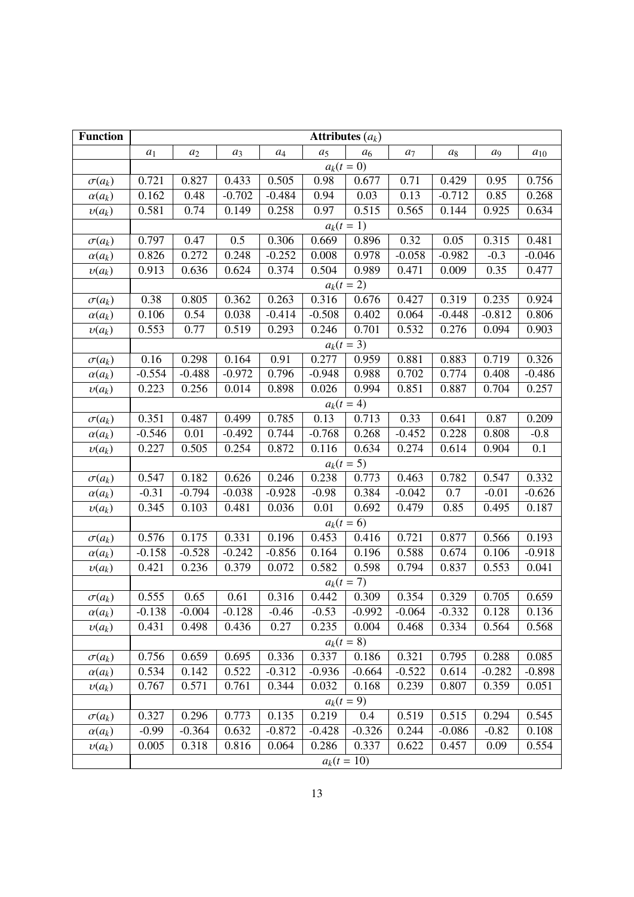| Function | Attributes ($a_k$) | | | | | | | | | |
|---|---|---|---|---|---|---|---|---|---|---|
| | $a_1$ | $a_2$ | $a_3$ | $a_4$ | $a_5$ | $a_6$ | $a_7$ | $a_8$ | $a_9$ | $a_{10}$ |
| | $a_k(t=0)$ | | | | | | | | | |
| $\sigma(a_k)$ | 0.721 | 0.827 | 0.433 | 0.505 | 0.98 | 0.677 | 0.71 | 0.429 | 0.95 | 0.756 |
| $\alpha(a_k)$ | 0.162 | 0.48 | -0.702 | -0.484 | 0.94 | 0.03 | 0.13 | -0.712 | 0.85 | 0.268 |
| $\upsilon(a_k)$ | 0.581 | 0.74 | 0.149 | 0.258 | 0.97 | 0.515 | 0.565 | 0.144 | 0.925 | 0.634 |
| | $a_k(t=1)$ | | | | | | | | | |
| $\sigma(a_k)$ | 0.797 | 0.47 | 0.5 | 0.306 | 0.669 | 0.896 | 0.32 | 0.05 | 0.315 | 0.481 |
| $\alpha(a_k)$ | 0.826 | 0.272 | 0.248 | -0.252 | 0.008 | 0.978 | -0.058 | -0.982 | -0.3 | -0.046 |
| $\upsilon(a_k)$ | 0.913 | 0.636 | 0.624 | 0.374 | 0.504 | 0.989 | 0.471 | 0.009 | 0.35 | 0.477 |
| | $a_k(t=2)$ | | | | | | | | | |
| $\sigma(a_k)$ | 0.38 | 0.805 | 0.362 | 0.263 | 0.316 | 0.676 | 0.427 | 0.319 | 0.235 | 0.924 |
| $\alpha(a_k)$ | 0.106 | 0.54 | 0.038 | -0.414 | -0.508 | 0.402 | 0.064 | -0.448 | -0.812 | 0.806 |
| $\upsilon(a_k)$ | 0.553 | 0.77 | 0.519 | 0.293 | 0.246 | 0.701 | 0.532 | 0.276 | 0.094 | 0.903 |
| | $a_k(t=3)$ | | | | | | | | | |
| $\sigma(a_k)$ | 0.16 | 0.298 | 0.164 | 0.91 | 0.277 | 0.959 | 0.881 | 0.883 | 0.719 | 0.326 |
| $\alpha(a_k)$ | -0.554 | -0.488 | -0.972 | 0.796 | -0.948 | 0.988 | 0.702 | 0.774 | 0.408 | -0.486 |
| $\upsilon(a_k)$ | 0.223 | 0.256 | 0.014 | 0.898 | 0.026 | 0.994 | 0.851 | 0.887 | 0.704 | 0.257 |
| | $a_k(t=4)$ | | | | | | | | | |
| $\sigma(a_k)$ | 0.351 | 0.487 | 0.499 | 0.785 | 0.13 | 0.713 | 0.33 | 0.641 | 0.87 | 0.209 |
| $\alpha(a_k)$ | -0.546 | 0.01 | -0.492 | 0.744 | -0.768 | 0.268 | -0.452 | 0.228 | 0.808 | -0.8 |
| $\upsilon(a_k)$ | 0.227 | 0.505 | 0.254 | 0.872 | 0.116 | 0.634 | 0.274 | 0.614 | 0.904 | 0.1 |
| | $a_k(t=5)$ | | | | | | | | | |
| $\sigma(a_k)$ | 0.547 | 0.182 | 0.626 | 0.246 | 0.238 | 0.773 | 0.463 | 0.782 | 0.547 | 0.332 |
| $\alpha(a_k)$ | -0.31 | -0.794 | -0.038 | -0.928 | -0.98 | 0.384 | -0.042 | 0.7 | -0.01 | -0.626 |
| $\upsilon(a_k)$ | 0.345 | 0.103 | 0.481 | 0.036 | 0.01 | 0.692 | 0.479 | 0.85 | 0.495 | 0.187 |
| | $a_k(t=6)$ | | | | | | | | | |
| $\sigma(a_k)$ | 0.576 | 0.175 | 0.331 | 0.196 | 0.453 | 0.416 | 0.721 | 0.877 | 0.566 | 0.193 |
| $\alpha(a_k)$ | -0.158 | -0.528 | -0.242 | -0.856 | 0.164 | 0.196 | 0.588 | 0.674 | 0.106 | -0.918 |
| $\upsilon(a_k)$ | 0.421 | 0.236 | 0.379 | 0.072 | 0.582 | 0.598 | 0.794 | 0.837 | 0.553 | 0.041 |
| | $a_k(t=7)$ | | | | | | | | | |
| $\sigma(a_k)$ | 0.555 | 0.65 | 0.61 | 0.316 | 0.442 | 0.309 | 0.354 | 0.329 | 0.705 | 0.659 |
| $\alpha(a_k)$ | -0.138 | -0.004 | -0.128 | -0.46 | -0.53 | -0.992 | -0.064 | -0.332 | 0.128 | 0.136 |
| $\upsilon(a_k)$ | 0.431 | 0.498 | 0.436 | 0.27 | 0.235 | 0.004 | 0.468 | 0.334 | 0.564 | 0.568 |
| | $a_k(t=8)$ | | | | | | | | | |
| $\sigma(a_k)$ | 0.756 | 0.659 | 0.695 | 0.336 | 0.337 | 0.186 | 0.321 | 0.795 | 0.288 | 0.085 |
| $\alpha(a_k)$ | 0.534 | 0.142 | 0.522 | -0.312 | -0.936 | -0.664 | -0.522 | 0.614 | -0.282 | -0.898 |
| $\upsilon(a_k)$ | 0.767 | 0.571 | 0.761 | 0.344 | 0.032 | 0.168 | 0.239 | 0.807 | 0.359 | 0.051 |
| | $a_k(t=9)$ | | | | | | | | | |
| $\sigma(a_k)$ | 0.327 | 0.296 | 0.773 | 0.135 | 0.219 | 0.4 | 0.519 | 0.515 | 0.294 | 0.545 |
| $\alpha(a_k)$ | -0.99 | -0.364 | 0.632 | -0.872 | -0.428 | -0.326 | 0.244 | -0.086 | -0.82 | 0.108 |
| $\upsilon(a_k)$ | 0.005 | 0.318 | 0.816 | 0.064 | 0.286 | 0.337 | 0.622 | 0.457 | 0.09 | 0.554 |
| | $a_k(t=10)$ | | | | | | | | | |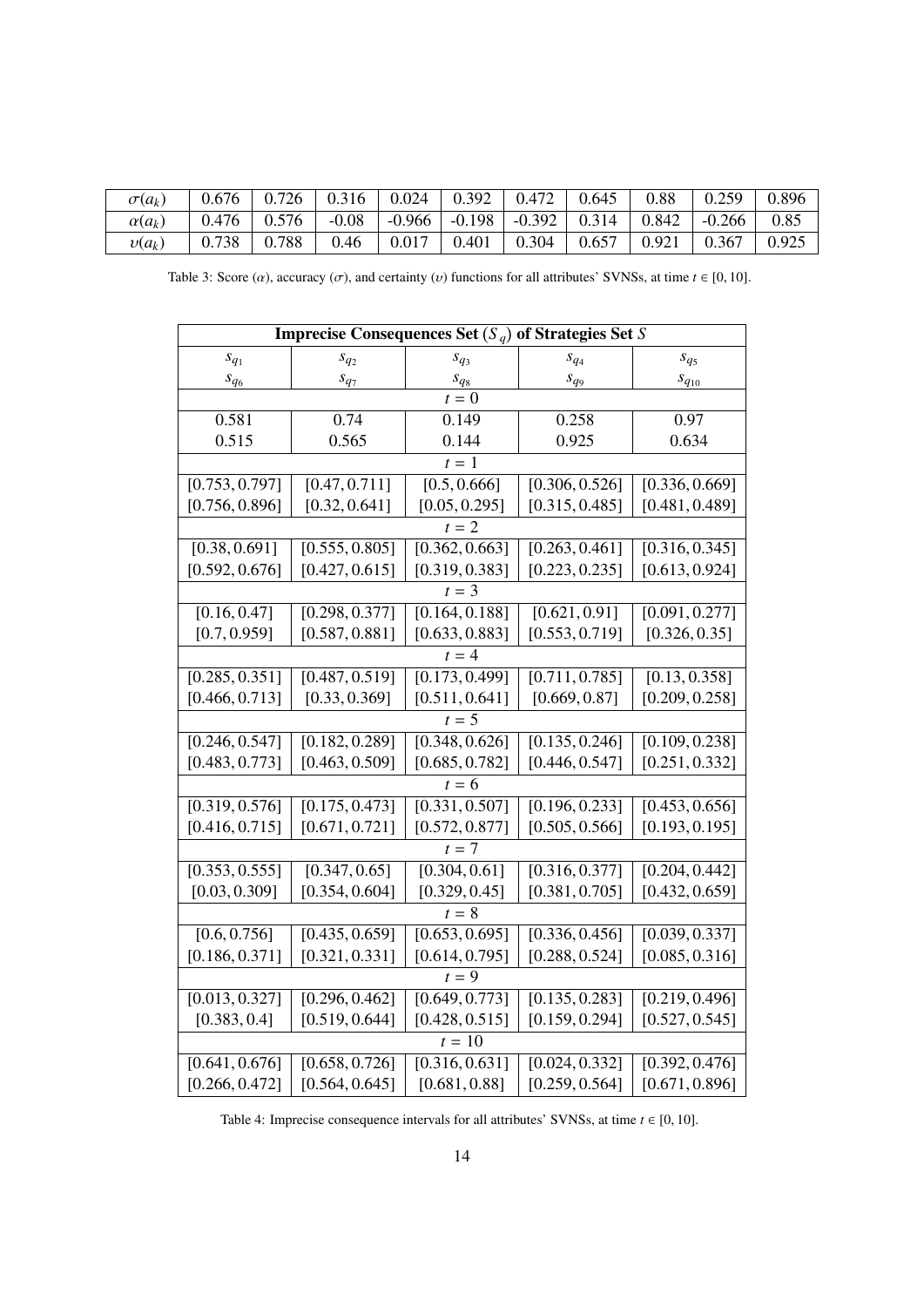| $\sigma(a_k)$ | 0.676 | 0.726 | 0.316 | 0.024 | 0.392 | 0.472 | 0.645 | 0.88 | 0.259 | 0.896 |
|---|---|---|---|---|---|---|---|---|---|---|
| $\alpha(a_k)$ | 0.476 | 0.576 | -0.08 | -0.966 | -0.198 | -0.392 | 0.314 | 0.842 | -0.266 | 0.85 |
| $\upsilon(a_k)$ | 0.738 | 0.788 | 0.46 | 0.017 | 0.401 | 0.304 | 0.657 | 0.921 | 0.367 | 0.925 |

Table 3: Score ($\alpha$), accuracy ($\sigma$), and certainty ($\upsilon$) functions for all attributes' SVNSs, at time $t \in [0, 10]$.

| **Imprecise Consequences Set ($S_q$) of Strategies Set $S$** | | | | |
|---|---|---|---|---|
| $s_{q_1}$ | $s_{q_2}$ | $s_{q_3}$ | $s_{q_4}$ | $s_{q_5}$ |
| $s_{q_6}$ | $s_{q_7}$ | $s_{q_8}$ | $s_{q_9}$ | $s_{q_{10}}$ |
| $t = 0$ | | | | |
| 0.581 | 0.74 | 0.149 | 0.258 | 0.97 |
| 0.515 | 0.565 | 0.144 | 0.925 | 0.634 |
| $t = 1$ | | | | |
| $[0.753, 0.797]$ | $[0.47, 0.711]$ | $[0.5, 0.666]$ | $[0.306, 0.526]$ | $[0.336, 0.669]$ |
| $[0.756, 0.896]$ | $[0.32, 0.641]$ | $[0.05, 0.295]$ | $[0.315, 0.485]$ | $[0.481, 0.489]$ |
| $t = 2$ | | | | |
| $[0.38, 0.691]$ | $[0.555, 0.805]$ | $[0.362, 0.663]$ | $[0.263, 0.461]$ | $[0.316, 0.345]$ |
| $[0.592, 0.676]$ | $[0.427, 0.615]$ | $[0.319, 0.383]$ | $[0.223, 0.235]$ | $[0.613, 0.924]$ |
| $t = 3$ | | | | |
| $[0.16, 0.47]$ | $[0.298, 0.377]$ | $[0.164, 0.188]$ | $[0.621, 0.91]$ | $[0.091, 0.277]$ |
| $[0.7, 0.959]$ | $[0.587, 0.881]$ | $[0.633, 0.883]$ | $[0.553, 0.719]$ | $[0.326, 0.35]$ |
| $t = 4$ | | | | |
| $[0.285, 0.351]$ | $[0.487, 0.519]$ | $[0.173, 0.499]$ | $[0.711, 0.785]$ | $[0.13, 0.358]$ |
| $[0.466, 0.713]$ | $[0.33, 0.369]$ | $[0.511, 0.641]$ | $[0.669, 0.87]$ | $[0.209, 0.258]$ |
| $t = 5$ | | | | |
| $[0.246, 0.547]$ | $[0.182, 0.289]$ | $[0.348, 0.626]$ | $[0.135, 0.246]$ | $[0.109, 0.238]$ |
| $[0.483, 0.773]$ | $[0.463, 0.509]$ | $[0.685, 0.782]$ | $[0.446, 0.547]$ | $[0.251, 0.332]$ |
| $t = 6$ | | | | |
| $[0.319, 0.576]$ | $[0.175, 0.473]$ | $[0.331, 0.507]$ | $[0.196, 0.233]$ | $[0.453, 0.656]$ |
| $[0.416, 0.715]$ | $[0.671, 0.721]$ | $[0.572, 0.877]$ | $[0.505, 0.566]$ | $[0.193, 0.195]$ |
| $t = 7$ | | | | |
| $[0.353, 0.555]$ | $[0.347, 0.65]$ | $[0.304, 0.61]$ | $[0.316, 0.377]$ | $[0.204, 0.442]$ |
| $[0.03, 0.309]$ | $[0.354, 0.604]$ | $[0.329, 0.45]$ | $[0.381, 0.705]$ | $[0.432, 0.659]$ |
| $t = 8$ | | | | |
| $[0.6, 0.756]$ | $[0.435, 0.659]$ | $[0.653, 0.695]$ | $[0.336, 0.456]$ | $[0.039, 0.337]$ |
| $[0.186, 0.371]$ | $[0.321, 0.331]$ | $[0.614, 0.795]$ | $[0.288, 0.524]$ | $[0.085, 0.316]$ |
| $t = 9$ | | | | |
| $[0.013, 0.327]$ | $[0.296, 0.462]$ | $[0.649, 0.773]$ | $[0.135, 0.283]$ | $[0.219, 0.496]$ |
| $[0.383, 0.4]$ | $[0.519, 0.644]$ | $[0.428, 0.515]$ | $[0.159, 0.294]$ | $[0.527, 0.545]$ |
| $t = 10$ | | | | |
| $[0.641, 0.676]$ | $[0.658, 0.726]$ | $[0.316, 0.631]$ | $[0.024, 0.332]$ | $[0.392, 0.476]$ |
| $[0.266, 0.472]$ | $[0.564, 0.645]$ | $[0.681, 0.88]$ | $[0.259, 0.564]$ | $[0.671, 0.896]$ |

Table 4: Imprecise consequence intervals for all attributes' SVNSs, at time $t \in [0, 10]$.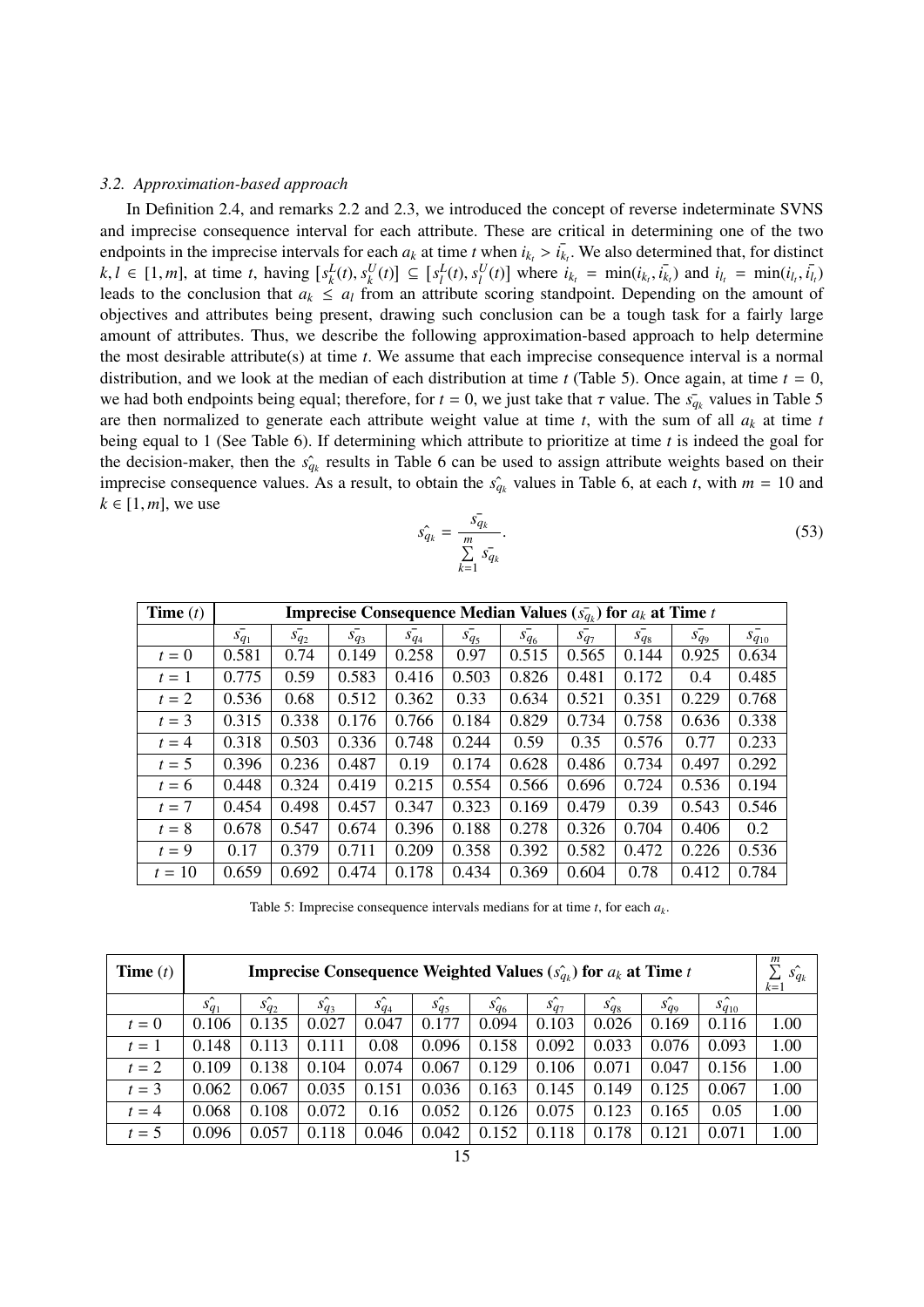### 3.2. Approximation-based approach

In Definition 2.4, and remarks 2.2 and 2.3, we introduced the concept of reverse indeterminate SVNS and imprecise consequence interval for each attribute. These are critical in determining one of the two endpoints in the imprecise intervals for each $a_k$ at time $t$ when $i_{k_t} > \bar{i_{k_t}}$. We also determined that, for distinct $k, l \in [1, m]$, at time $t$, having $[s_k^L(t), s_k^U(t)] \subseteq [s_l^L(t), s_l^U(t)]$ where $i_{k_t} = \min(i_{k_t}, \bar{i_{k_t}})$ and $i_{l_t} = \min(i_{l_t}, \bar{i_{l_t}})$ leads to the conclusion that $a_k \leq a_l$ from an attribute scoring standpoint. Depending on the amount of objectives and attributes being present, drawing such conclusion can be a tough task for a fairly large amount of attributes. Thus, we describe the following approximation-based approach to help determine the most desirable attribute(s) at time $t$. We assume that each imprecise consequence interval is a normal distribution, and we look at the median of each distribution at time $t$ (Table 5). Once again, at time $t = 0$, we had both endpoints being equal; therefore, for $t = 0$, we just take that $\tau$ value. The $\bar{s_{q_k}}$ values in Table 5 are then normalized to generate each attribute weight value at time $t$, with the sum of all $a_k$ at time $t$ being equal to 1 (See Table 6). If determining which attribute to prioritize at time $t$ is indeed the goal for the decision-maker, then the $\hat{s_{q_k}}$ results in Table 6 can be used to assign attribute weights based on their imprecise consequence values. As a result, to obtain the $\hat{s_{q_k}}$ values in Table 6, at each $t$, with $m = 10$ and $k \in [1, m]$, we use

$$\hat{s_{q_k}} = \frac{\bar{s_{q_k}}}{\sum\limits_{k=1}^{m} \bar{s_{q_k}}}. \tag{53}$$

| Time ($t$) | Imprecise Consequence Median Values ($\bar{s_{q_k}}$) for $a_k$ at Time $t$ | | | | | | | | | |
|---|---|---|---|---|---|---|---|---|---|---|
| | $\bar{s_{q_1}}$ | $\bar{s_{q_2}}$ | $\bar{s_{q_3}}$ | $\bar{s_{q_4}}$ | $\bar{s_{q_5}}$ | $\bar{s_{q_6}}$ | $\bar{s_{q_7}}$ | $\bar{s_{q_8}}$ | $\bar{s_{q_9}}$ | $\bar{s_{q_{10}}}$ |
| $t = 0$ | 0.581 | 0.74 | 0.149 | 0.258 | 0.97 | 0.515 | 0.565 | 0.144 | 0.925 | 0.634 |
| $t = 1$ | 0.775 | 0.59 | 0.583 | 0.416 | 0.503 | 0.826 | 0.481 | 0.172 | 0.4 | 0.485 |
| $t = 2$ | 0.536 | 0.68 | 0.512 | 0.362 | 0.33 | 0.634 | 0.521 | 0.351 | 0.229 | 0.768 |
| $t = 3$ | 0.315 | 0.338 | 0.176 | 0.766 | 0.184 | 0.829 | 0.734 | 0.758 | 0.636 | 0.338 |
| $t = 4$ | 0.318 | 0.503 | 0.336 | 0.748 | 0.244 | 0.59 | 0.35 | 0.576 | 0.77 | 0.233 |
| $t = 5$ | 0.396 | 0.236 | 0.487 | 0.19 | 0.174 | 0.628 | 0.486 | 0.734 | 0.497 | 0.292 |
| $t = 6$ | 0.448 | 0.324 | 0.419 | 0.215 | 0.554 | 0.566 | 0.696 | 0.724 | 0.536 | 0.194 |
| $t = 7$ | 0.454 | 0.498 | 0.457 | 0.347 | 0.323 | 0.169 | 0.479 | 0.39 | 0.543 | 0.546 |
| $t = 8$ | 0.678 | 0.547 | 0.674 | 0.396 | 0.188 | 0.278 | 0.326 | 0.704 | 0.406 | 0.2 |
| $t = 9$ | 0.17 | 0.379 | 0.711 | 0.209 | 0.358 | 0.392 | 0.582 | 0.472 | 0.226 | 0.536 |
| $t = 10$ | 0.659 | 0.692 | 0.474 | 0.178 | 0.434 | 0.369 | 0.604 | 0.78 | 0.412 | 0.784 |

Table 5: Imprecise consequence intervals medians for at time $t$, for each $a_k$.

| Time ($t$) | Imprecise Consequence Weighted Values ($\hat{s_{q_k}}$) for $a_k$ at Time $t$ | | | | | | | | | | $\sum\limits_{k=1}^{m} \hat{s_{q_k}}$ |
|---|---|---|---|---|---|---|---|---|---|---|---|
| | $\hat{s_{q_1}}$ | $\hat{s_{q_2}}$ | $\hat{s_{q_3}}$ | $\hat{s_{q_4}}$ | $\hat{s_{q_5}}$ | $\hat{s_{q_6}}$ | $\hat{s_{q_7}}$ | $\hat{s_{q_8}}$ | $\hat{s_{q_9}}$ | $\hat{s_{q_{10}}}$ | |
| $t = 0$ | 0.106 | 0.135 | 0.027 | 0.047 | 0.177 | 0.094 | 0.103 | 0.026 | 0.169 | 0.116 | 1.00 |
| $t = 1$ | 0.148 | 0.113 | 0.111 | 0.08 | 0.096 | 0.158 | 0.092 | 0.033 | 0.076 | 0.093 | 1.00 |
| $t = 2$ | 0.109 | 0.138 | 0.104 | 0.074 | 0.067 | 0.129 | 0.106 | 0.071 | 0.047 | 0.156 | 1.00 |
| $t = 3$ | 0.062 | 0.067 | 0.035 | 0.151 | 0.036 | 0.163 | 0.145 | 0.149 | 0.125 | 0.067 | 1.00 |
| $t = 4$ | 0.068 | 0.108 | 0.072 | 0.16 | 0.052 | 0.126 | 0.075 | 0.123 | 0.165 | 0.05 | 1.00 |
| $t = 5$ | 0.096 | 0.057 | 0.118 | 0.046 | 0.042 | 0.152 | 0.118 | 0.178 | 0.121 | 0.071 | 1.00 |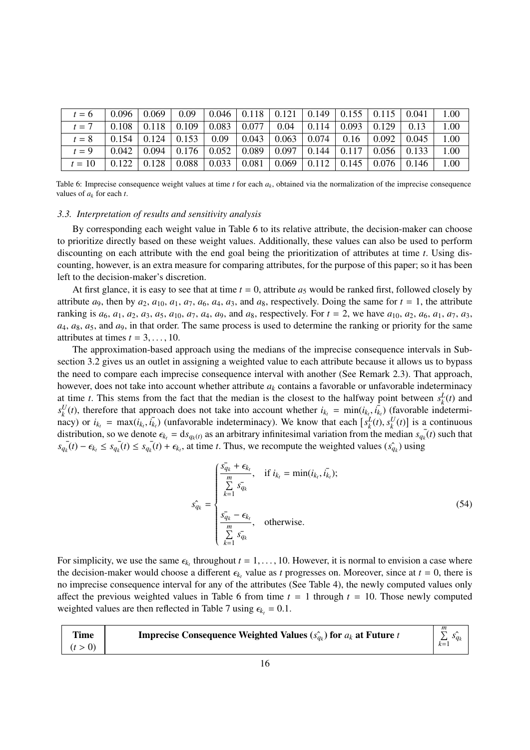| $t = 6$ | 0.096 | 0.069 | 0.09 | 0.046 | 0.118 | 0.121 | 0.149 | 0.155 | 0.115 | 0.041 | 1.00 |
|---|---|---|---|---|---|---|---|---|---|---|---|
| $t = 7$ | 0.108 | 0.118 | 0.109 | 0.083 | 0.077 | 0.04 | 0.114 | 0.093 | 0.129 | 0.13 | 1.00 |
| $t = 8$ | 0.154 | 0.124 | 0.153 | 0.09 | 0.043 | 0.063 | 0.074 | 0.16 | 0.092 | 0.045 | 1.00 |
| $t = 9$ | 0.042 | 0.094 | 0.176 | 0.052 | 0.089 | 0.097 | 0.144 | 0.117 | 0.056 | 0.133 | 1.00 |
| $t = 10$ | 0.122 | 0.128 | 0.088 | 0.033 | 0.081 | 0.069 | 0.112 | 0.145 | 0.076 | 0.146 | 1.00 |

Table 6: Imprecise consequence weight values at time $t$ for each $a_k$, obtained via the normalization of the imprecise consequence values of $a_k$ for each $t$.

### 3.3. Interpretation of results and sensitivity analysis

By corresponding each weight value in Table 6 to its relative attribute, the decision-maker can choose to prioritize directly based on these weight values. Additionally, these values can also be used to perform discounting on each attribute with the end goal being the prioritization of attributes at time $t$. Using discounting, however, is an extra measure for comparing attributes, for the purpose of this paper; so it has been left to the decision-maker's discretion.

At first glance, it is easy to see that at time $t = 0$, attribute $a_5$ would be ranked first, followed closely by attribute $a_9$, then by $a_2$, $a_{10}$, $a_1$, $a_7$, $a_6$, $a_4$, $a_3$, and $a_8$, respectively. Doing the same for $t = 1$, the attribute ranking is $a_6$, $a_1$, $a_2$, $a_3$, $a_5$, $a_{10}$, $a_7$, $a_4$, $a_9$, and $a_8$, respectively. For $t = 2$, we have $a_{10}$, $a_2$, $a_6$, $a_1$, $a_7$, $a_3$, $a_4$, $a_8$, $a_5$, and $a_9$, in that order. The same process is used to determine the ranking or priority for the same attributes at times $t = 3, \ldots, 10$.

The approximation-based approach using the medians of the imprecise consequence intervals in Subsection 3.2 gives us an outlet in assigning a weighted value to each attribute because it allows us to bypass the need to compare each imprecise consequence interval with another (See Remark 2.3). That approach, however, does not take into account whether attribute $a_k$ contains a favorable or unfavorable indeterminacy at time $t$. This stems from the fact that the median is the closest to the halfway point between $s_k^L(t)$ and $s_k^U(t)$, therefore that approach does not take into account whether $i_{k_t} = \min(i_{k_t}, \bar{i_{k_t}})$ (favorable indeterminacy) or $i_{k_t} = \max(i_{k_t}, \bar{i_{k_t}})$ (unfavorable indeterminacy). We know that each $[s_k^L(t), s_k^U(t)]$ is a continuous distribution, so we denote $\epsilon_{k_t} = ds_{q_k(t)}$ as an arbitrary infinitesimal variation from the median $\bar{s_{q_k}}(t)$ such that $\bar{s_{q_k}}(t) - \epsilon_{k_t} \leq \bar{s_{q_k}}(t) \leq \bar{s_{q_k}}(t) + \epsilon_{k_t}$, at time $t$. Thus, we recompute the weighted values ($\hat{s_{q_k}}$) using

$$
\hat{s_{q_k}} = \begin{cases} \dfrac{\bar{s_{q_k}} + \epsilon_{k_t}}{\sum\limits_{k=1}^{m} \bar{s_{q_k}}}, & \text{if } i_{k_t} = \min(i_{k_t}, \bar{i_{k_t}}); \\ \\ \dfrac{\bar{s_{q_k}} - \epsilon_{k_t}}{\sum\limits_{k=1}^{m} \bar{s_{q_k}}}, & \text{otherwise.} \end{cases} \tag{54}
$$

For simplicity, we use the same $\epsilon_{k_t}$ throughout $t = 1, \ldots, 10$. However, it is normal to envision a case where the decision-maker would choose a different $\epsilon_{k_t}$ value as $t$ progresses on. Moreover, since at $t = 0$, there is no imprecise consequence interval for any of the attributes (See Table 4), the newly computed values only affect the previous weighted values in Table 6 from time $t = 1$ through $t = 10$. Those newly computed weighted values are then reflected in Table 7 using $\epsilon_{k_t} = 0.1$.

| **Time** ($t > 0$) | **Imprecise Consequence Weighted Values ($\hat{s_{q_k}}$) for $a_k$ at Future $t$** | $\sum\limits_{k=1}^{m} \hat{s_{q_k}}$ |
|---|---|---|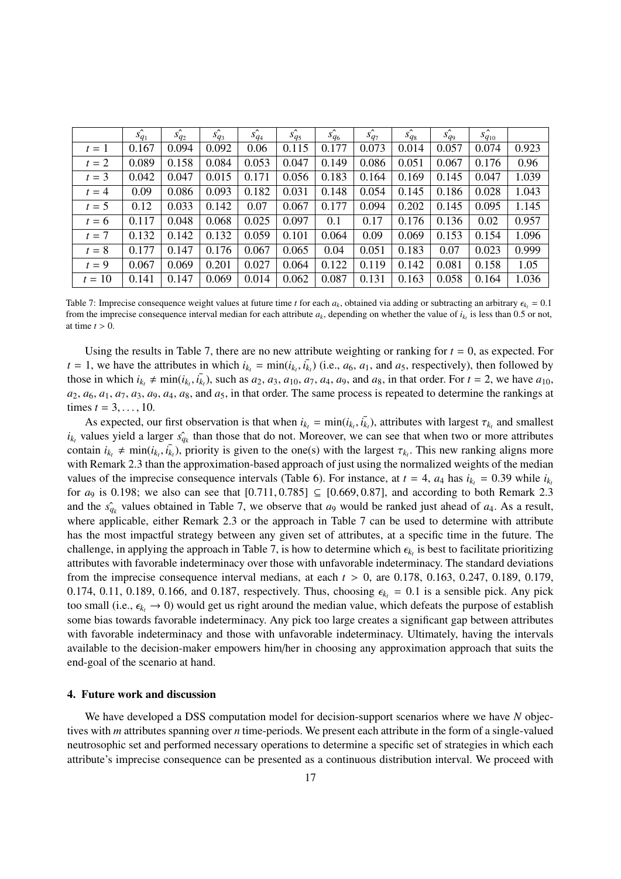|  | $\hat{s_{q_1}}$ | $\hat{s_{q_2}}$ | $\hat{s_{q_3}}$ | $\hat{s_{q_4}}$ | $\hat{s_{q_5}}$ | $\hat{s_{q_6}}$ | $\hat{s_{q_7}}$ | $\hat{s_{q_8}}$ | $\hat{s_{q_9}}$ | $\hat{s_{q_{10}}}$ |  |
|---|---|---|---|---|---|---|---|---|---|---|---|
| $t = 1$ | 0.167 | 0.094 | 0.092 | 0.06 | 0.115 | 0.177 | 0.073 | 0.014 | 0.057 | 0.074 | 0.923 |
| $t = 2$ | 0.089 | 0.158 | 0.084 | 0.053 | 0.047 | 0.149 | 0.086 | 0.051 | 0.067 | 0.176 | 0.96 |
| $t = 3$ | 0.042 | 0.047 | 0.015 | 0.171 | 0.056 | 0.183 | 0.164 | 0.169 | 0.145 | 0.047 | 1.039 |
| $t = 4$ | 0.09 | 0.086 | 0.093 | 0.182 | 0.031 | 0.148 | 0.054 | 0.145 | 0.186 | 0.028 | 1.043 |
| $t = 5$ | 0.12 | 0.033 | 0.142 | 0.07 | 0.067 | 0.177 | 0.094 | 0.202 | 0.145 | 0.095 | 1.145 |
| $t = 6$ | 0.117 | 0.048 | 0.068 | 0.025 | 0.097 | 0.1 | 0.17 | 0.176 | 0.136 | 0.02 | 0.957 |
| $t = 7$ | 0.132 | 0.142 | 0.132 | 0.059 | 0.101 | 0.064 | 0.09 | 0.069 | 0.153 | 0.154 | 1.096 |
| $t = 8$ | 0.177 | 0.147 | 0.176 | 0.067 | 0.065 | 0.04 | 0.051 | 0.183 | 0.07 | 0.023 | 0.999 |
| $t = 9$ | 0.067 | 0.069 | 0.201 | 0.027 | 0.064 | 0.122 | 0.119 | 0.142 | 0.081 | 0.158 | 1.05 |
| $t = 10$ | 0.141 | 0.147 | 0.069 | 0.014 | 0.062 | 0.087 | 0.131 | 0.163 | 0.058 | 0.164 | 1.036 |

Table 7: Imprecise consequence weight values at future time $t$ for each $a_k$, obtained via adding or subtracting an arbitrary $\epsilon_{k_t} = 0.1$ from the imprecise consequence interval median for each attribute $a_k$, depending on whether the value of $i_{k_t}$ is less than 0.5 or not, at time $t > 0$.

Using the results in Table 7, there are no new attribute weighting or ranking for $t = 0$, as expected. For $t = 1$, we have the attributes in which $i_{k_t} = \min(i_{k_t}, \bar{i_{k_t}})$ (i.e., $a_6$, $a_1$, and $a_5$, respectively), then followed by those in which $i_{k_t} \neq \min(i_{k_t}, \bar{i_{k_t}})$, such as $a_2$, $a_3$, $a_{10}$, $a_7$, $a_4$, $a_9$, and $a_8$, in that order. For $t = 2$, we have $a_{10}$, $a_2$, $a_6$, $a_1$, $a_7$, $a_3$, $a_9$, $a_4$, $a_8$, and $a_5$, in that order. The same process is repeated to determine the rankings at times $t = 3, \ldots, 10$.

As expected, our first observation is that when $i_{k_t} = \min(i_{k_t}, \bar{i_{k_t}})$, attributes with largest $\tau_{k_t}$ and smallest $i_{k_t}$ values yield a larger $\hat{s_{q_k}}$ than those that do not. Moreover, we can see that when two or more attributes contain $i_{k_t} \neq \min(i_{k_t}, \bar{i_{k_t}})$, priority is given to the one(s) with the largest $\tau_{k_t}$. This new ranking aligns more with Remark 2.3 than the approximation-based approach of just using the normalized weights of the median values of the imprecise consequence intervals (Table 6). For instance, at $t = 4$, $a_4$ has $i_{k_t} = 0.39$ while $i_{k_t}$ for $a_9$ is 0.198; we also can see that $[0.711, 0.785] \subseteq [0.669, 0.87]$, and according to both Remark 2.3 and the $\hat{s_{q_k}}$ values obtained in Table 7, we observe that $a_9$ would be ranked just ahead of $a_4$. As a result, where applicable, either Remark 2.3 or the approach in Table 7 can be used to determine with attribute has the most impactful strategy between any given set of attributes, at a specific time in the future. The challenge, in applying the approach in Table 7, is how to determine which $\epsilon_{k_t}$ is best to facilitate prioritizing attributes with favorable indeterminacy over those with unfavorable indeterminacy. The standard deviations from the imprecise consequence interval medians, at each $t > 0$, are 0.178, 0.163, 0.247, 0.189, 0.179, 0.174, 0.11, 0.189, 0.166, and 0.187, respectively. Thus, choosing $\epsilon_{k_t} = 0.1$ is a sensible pick. Any pick too small (i.e., $\epsilon_{k_t} \to 0$) would get us right around the median value, which defeats the purpose of establish some bias towards favorable indeterminacy. Any pick too large creates a significant gap between attributes with favorable indeterminacy and those with unfavorable indeterminacy. Ultimately, having the intervals available to the decision-maker empowers him/her in choosing any approximation approach that suits the end-goal of the scenario at hand.

## 4. Future work and discussion

We have developed a DSS computation model for decision-support scenarios where we have $N$ objectives with $m$ attributes spanning over $n$ time-periods. We present each attribute in the form of a single-valued neutrosophic set and performed necessary operations to determine a specific set of strategies in which each attribute's imprecise consequence can be presented as a continuous distribution interval. We proceed with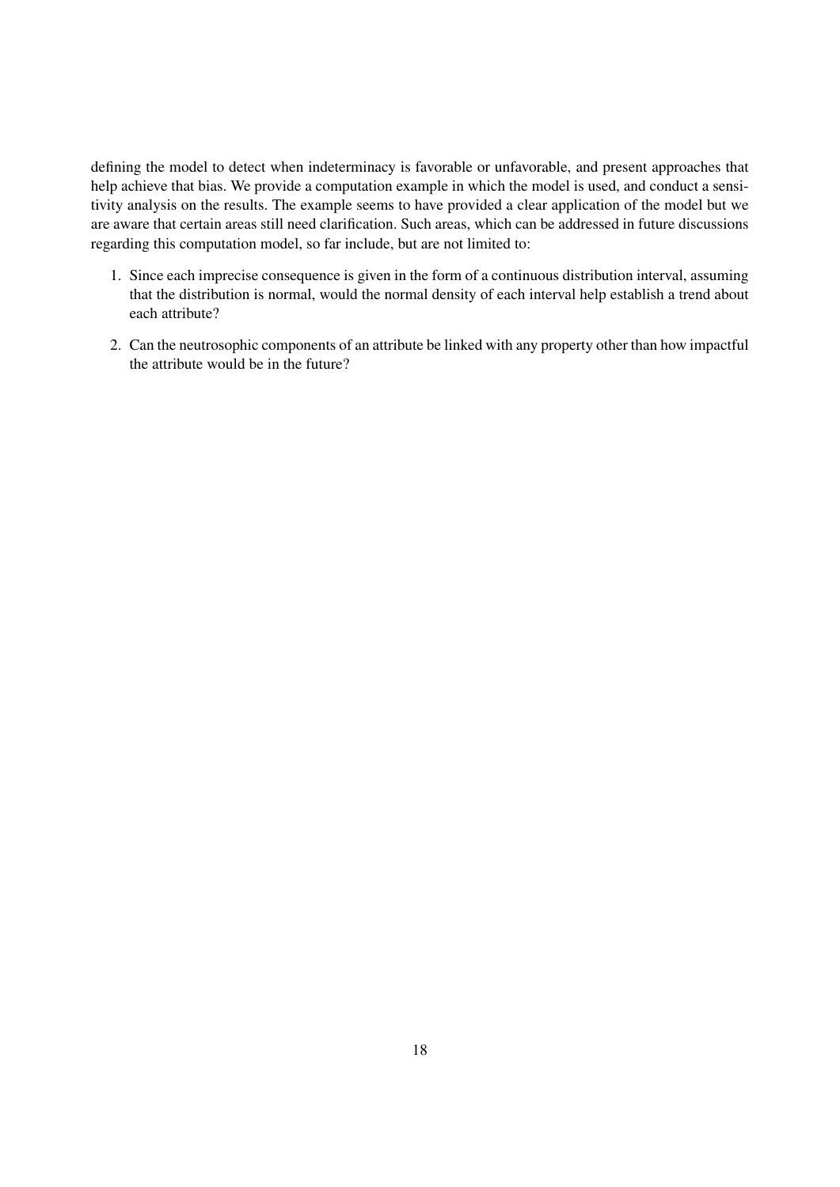defining the model to detect when indeterminacy is favorable or unfavorable, and present approaches that help achieve that bias. We provide a computation example in which the model is used, and conduct a sensitivity analysis on the results. The example seems to have provided a clear application of the model but we are aware that certain areas still need clarification. Such areas, which can be addressed in future discussions regarding this computation model, so far include, but are not limited to:

1. Since each imprecise consequence is given in the form of a continuous distribution interval, assuming that the distribution is normal, would the normal density of each interval help establish a trend about each attribute?
2. Can the neutrosophic components of an attribute be linked with any property other than how impactful the attribute would be in the future?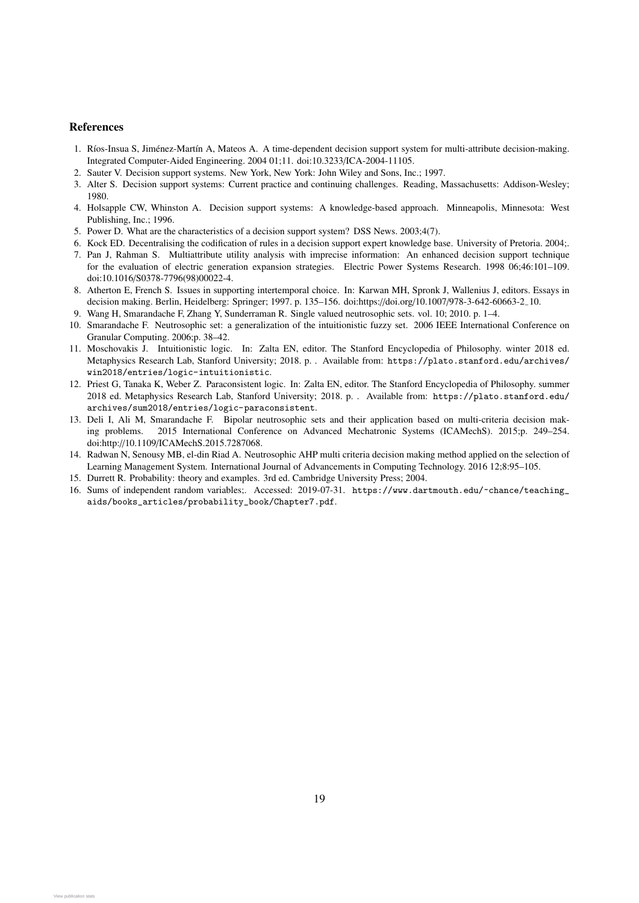## References

1. Ríos-Insua S, Jiménez-Martín A, Mateos A. A time-dependent decision support system for multi-attribute decision-making. Integrated Computer-Aided Engineering. 2004 01;11. doi:10.3233/ICA-2004-11105.
2. Sauter V. Decision support systems. New York, New York: John Wiley and Sons, Inc.; 1997.
3. Alter S. Decision support systems: Current practice and continuing challenges. Reading, Massachusetts: Addison-Wesley; 1980.
4. Holsapple CW, Whinston A. Decision support systems: A knowledge-based approach. Minneapolis, Minnesota: West Publishing, Inc.; 1996.
5. Power D. What are the characteristics of a decision support system? DSS News. 2003;4(7).
6. Kock ED. Decentralising the codification of rules in a decision support expert knowledge base. University of Pretoria. 2004;.
7. Pan J, Rahman S. Multiattribute utility analysis with imprecise information: An enhanced decision support technique for the evaluation of electric generation expansion strategies. Electric Power Systems Research. 1998 06;46:101–109. doi:10.1016/S0378-7796(98)00022-4.
8. Atherton E, French S. Issues in supporting intertemporal choice. In: Karwan MH, Spronk J, Wallenius J, editors. Essays in decision making. Berlin, Heidelberg: Springer; 1997. p. 135–156. doi:https://doi.org/10.1007/978-3-642-60663-2_10.
9. Wang H, Smarandache F, Zhang Y, Sunderraman R. Single valued neutrosophic sets. vol. 10; 2010. p. 1–4.
10. Smarandache F. Neutrosophic set: a generalization of the intuitionistic fuzzy set. 2006 IEEE International Conference on Granular Computing. 2006;p. 38–42.
11. Moschovakis J. Intuitionistic logic. In: Zalta EN, editor. The Stanford Encyclopedia of Philosophy. winter 2018 ed. Metaphysics Research Lab, Stanford University; 2018. p. . Available from: https://plato.stanford.edu/archives/win2018/entries/logic-intuitionistic.
12. Priest G, Tanaka K, Weber Z. Paraconsistent logic. In: Zalta EN, editor. The Stanford Encyclopedia of Philosophy. summer 2018 ed. Metaphysics Research Lab, Stanford University; 2018. p. . Available from: https://plato.stanford.edu/archives/sum2018/entries/logic-paraconsistent.
13. Deli I, Ali M, Smarandache F. Bipolar neutrosophic sets and their application based on multi-criteria decision making problems. 2015 International Conference on Advanced Mechatronic Systems (ICAMechS). 2015;p. 249–254. doi:http://10.1109/ICAMechS.2015.7287068.
14. Radwan N, Senousy MB, el-din Riad A. Neutrosophic AHP multi criteria decision making method applied on the selection of Learning Management System. International Journal of Advancements in Computing Technology. 2016 12;8:95–105.
15. Durrett R. Probability: theory and examples. 3rd ed. Cambridge University Press; 2004.
16. Sums of independent random variables;. Accessed: 2019-07-31. https://www.dartmouth.edu/~chance/teaching_aids/books_articles/probability_book/Chapter7.pdf.